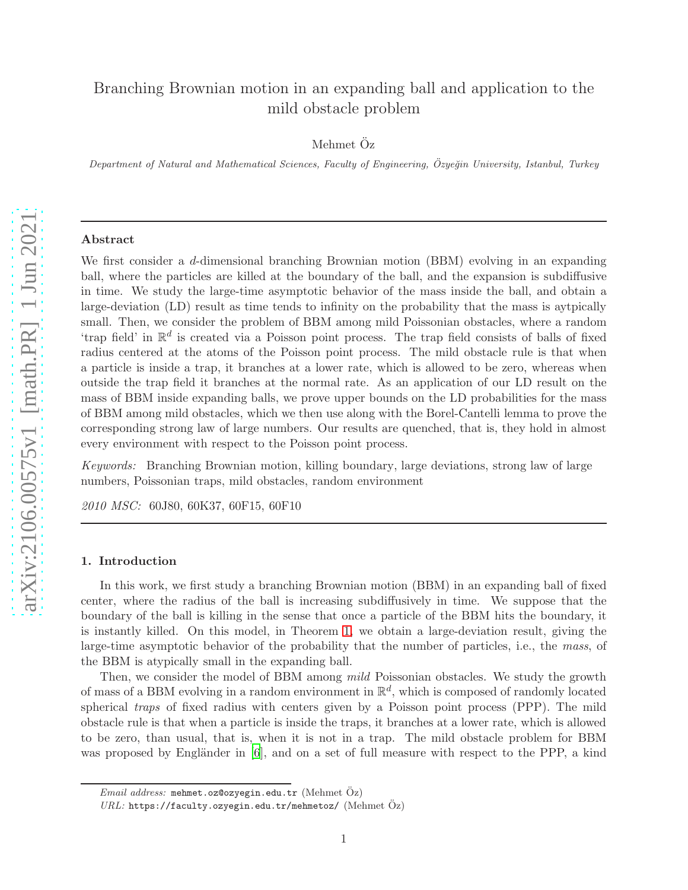# Branching Brownian motion in an expanding ball and application to the mild obstacle problem

Mehmet Öz

*Department of Natural and Mathematical Sciences, Faculty of Engineering, Özyeğin University, Istanbul, Turkey*

---

## Abstract

We first consider a $d$-dimensional branching Brownian motion (BBM) evolving in an expanding ball, where the particles are killed at the boundary of the ball, and the expansion is subdiffusive in time. We study the large-time asymptotic behavior of the mass inside the ball, and obtain a large-deviation (LD) result as time tends to infinity on the probability that the mass is aytpically small. Then, we consider the problem of BBM among mild Poissonian obstacles, where a random 'trap field' in $\mathbb{R}^d$ is created via a Poisson point process. The trap field consists of balls of fixed radius centered at the atoms of the Poisson point process. The mild obstacle rule is that when a particle is inside a trap, it branches at a lower rate, which is allowed to be zero, whereas when outside the trap field it branches at the normal rate. As an application of our LD result on the mass of BBM inside expanding balls, we prove upper bounds on the LD probabilities for the mass of BBM among mild obstacles, which we then use along with the Borel-Cantelli lemma to prove the corresponding strong law of large numbers. Our results are quenched, that is, they hold in almost every environment with respect to the Poisson point process.

*Keywords:* Branching Brownian motion, killing boundary, large deviations, strong law of large numbers, Poissonian traps, mild obstacles, random environment

*2010 MSC:* 60J80, 60K37, 60F15, 60F10

---

## 1. Introduction

In this work, we first study a branching Brownian motion (BBM) in an expanding ball of fixed center, where the radius of the ball is increasing subdiffusively in time. We suppose that the boundary of the ball is killing in the sense that once a particle of the BBM hits the boundary, it is instantly killed. On this model, in Theorem 1, we obtain a large-deviation result, giving the large-time asymptotic behavior of the probability that the number of particles, i.e., the *mass*, of the BBM is atypically small in the expanding ball.

Then, we consider the model of BBM among *mild* Poissonian obstacles. We study the growth of mass of a BBM evolving in a random environment in $\mathbb{R}^d$, which is composed of randomly located spherical *traps* of fixed radius with centers given by a Poisson point process (PPP). The mild obstacle rule is that when a particle is inside the traps, it branches at a lower rate, which is allowed to be zero, than usual, that is, when it is not in a trap. The mild obstacle problem for BBM was proposed by Engländer in [6], and on a set of full measure with respect to the PPP, a kind

*Email address:* mehmet.oz@ozyegin.edu.tr (Mehmet Öz)

*URL:* https://faculty.ozyegin.edu.tr/mehmetoz/ (Mehmet Öz)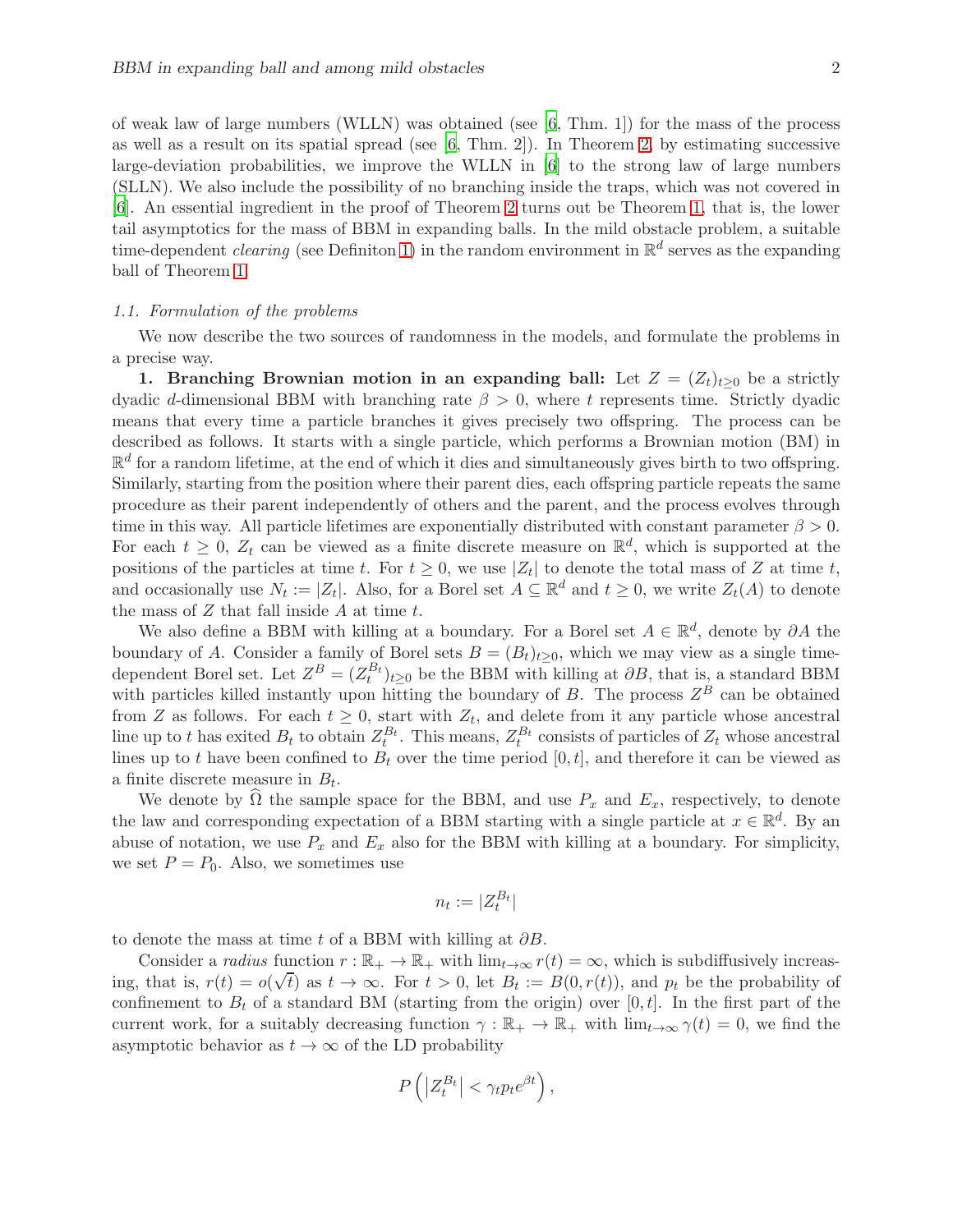of weak law of large numbers (WLLN) was obtained (see [6, Thm. 1]) for the mass of the process as well as a result on its spatial spread (see [6, Thm. 2]). In Theorem 2, by estimating successive large-deviation probabilities, we improve the WLLN in [6] to the strong law of large numbers (SLLN). We also include the possibility of no branching inside the traps, which was not covered in [6]. An essential ingredient in the proof of Theorem 2 turns out be Theorem 1, that is, the lower tail asymptotics for the mass of BBM in expanding balls. In the mild obstacle problem, a suitable time-dependent *clearing* (see Definiton 1) in the random environment in $\mathbb{R}^d$ serves as the expanding ball of Theorem 1.

### 1.1. Formulation of the problems

We now describe the two sources of randomness in the models, and formulate the problems in a precise way.

**1. Branching Brownian motion in an expanding ball:** Let $Z = (Z_t)_{t\geq 0}$ be a strictly dyadic $d$-dimensional BBM with branching rate $\beta > 0$, where $t$ represents time. Strictly dyadic means that every time a particle branches it gives precisely two offspring. The process can be described as follows. It starts with a single particle, which performs a Brownian motion (BM) in $\mathbb{R}^d$ for a random lifetime, at the end of which it dies and simultaneously gives birth to two offspring. Similarly, starting from the position where their parent dies, each offspring particle repeats the same procedure as their parent independently of others and the parent, and the process evolves through time in this way. All particle lifetimes are exponentially distributed with constant parameter $\beta > 0$. For each $t \geq 0$, $Z_t$ can be viewed as a finite discrete measure on $\mathbb{R}^d$, which is supported at the positions of the particles at time $t$. For $t \geq 0$, we use $|Z_t|$ to denote the total mass of $Z$ at time $t$, and occasionally use $N_t := |Z_t|$. Also, for a Borel set $A \subseteq \mathbb{R}^d$ and $t \geq 0$, we write $Z_t(A)$ to denote the mass of $Z$ that fall inside $A$ at time $t$.

We also define a BBM with killing at a boundary. For a Borel set $A \in \mathbb{R}^d$, denote by $\partial A$ the boundary of $A$. Consider a family of Borel sets $B = (B_t)_{t\geq 0}$, which we may view as a single time-dependent Borel set. Let $Z^B = (Z_t^{B_t})_{t\geq 0}$ be the BBM with killing at $\partial B$, that is, a standard BBM with particles killed instantly upon hitting the boundary of $B$. The process $Z^B$ can be obtained from $Z$ as follows. For each $t \geq 0$, start with $Z_t$, and delete from it any particle whose ancestral line up to $t$ has exited $B_t$ to obtain $Z_t^{B_t}$. This means, $Z_t^{B_t}$ consists of particles of $Z_t$ whose ancestral lines up to $t$ have been confined to $B_t$ over the time period $[0, t]$, and therefore it can be viewed as a finite discrete measure in $B_t$.

We denote by $\widehat{\Omega}$ the sample space for the BBM, and use $P_x$ and $E_x$, respectively, to denote the law and corresponding expectation of a BBM starting with a single particle at $x \in \mathbb{R}^d$. By an abuse of notation, we use $P_x$ and $E_x$ also for the BBM with killing at a boundary. For simplicity, we set $P = P_0$. Also, we sometimes use

$$n_t := |Z_t^{B_t}|$$

to denote the mass at time $t$ of a BBM with killing at $\partial B$.

Consider a *radius* function $r : \mathbb{R}_+ \to \mathbb{R}_+$ with $\lim_{t\to\infty} r(t) = \infty$, which is subdiffusively increasing, that is, $r(t) = o(\sqrt{t})$ as $t \to \infty$. For $t > 0$, let $B_t := B(0, r(t))$, and $p_t$ be the probability of confinement to $B_t$ of a standard BM (starting from the origin) over $[0, t]$. In the first part of the current work, for a suitably decreasing function $\gamma : \mathbb{R}_+ \to \mathbb{R}_+$ with $\lim_{t\to\infty} \gamma(t) = 0$, we find the asymptotic behavior as $t \to \infty$ of the LD probability

$$P\left(\left|Z_t^{B_t}\right| < \gamma_t p_t e^{\beta t}\right),$$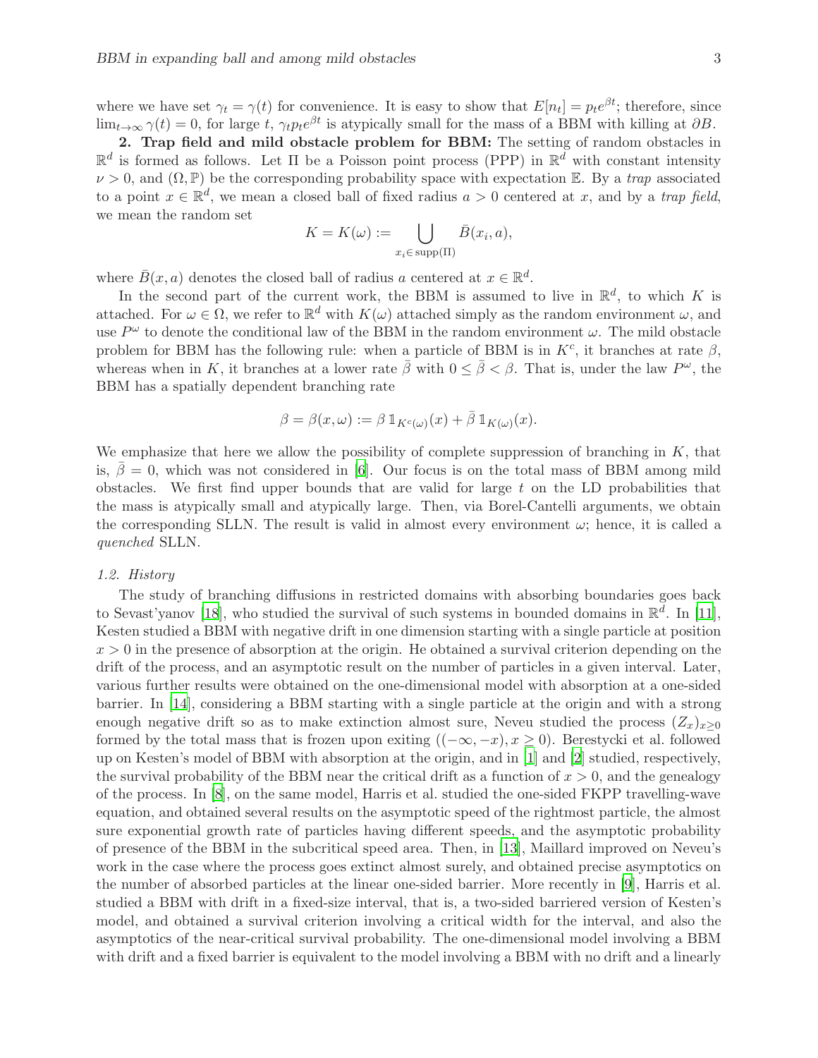where we have set $\gamma_t = \gamma(t)$ for convenience. It is easy to show that $E[n_t] = p_t e^{\beta t}$; therefore, since $\lim_{t\to\infty} \gamma(t) = 0$, for large $t$, $\gamma_t p_t e^{\beta t}$ is atypically small for the mass of a BBM with killing at $\partial B$.

**2. Trap field and mild obstacle problem for BBM:** The setting of random obstacles in $\mathbb{R}^d$ is formed as follows. Let $\Pi$ be a Poisson point process (PPP) in $\mathbb{R}^d$ with constant intensity $\nu > 0$, and $(\Omega, \mathbb{P})$ be the corresponding probability space with expectation $\mathbb{E}$. By a *trap* associated to a point $x \in \mathbb{R}^d$, we mean a closed ball of fixed radius $a > 0$ centered at $x$, and by a *trap field*, we mean the random set

$$K = K(\omega) := \bigcup_{x_i \in \operatorname{supp}(\Pi)} \bar{B}(x_i, a),$$

where $\bar{B}(x, a)$ denotes the closed ball of radius $a$ centered at $x \in \mathbb{R}^d$.

In the second part of the current work, the BBM is assumed to live in $\mathbb{R}^d$, to which $K$ is attached. For $\omega \in \Omega$, we refer to $\mathbb{R}^d$ with $K(\omega)$ attached simply as the random environment $\omega$, and use $P^\omega$ to denote the conditional law of the BBM in the random environment $\omega$. The mild obstacle problem for BBM has the following rule: when a particle of BBM is in $K^c$, it branches at rate $\beta$, whereas when in $K$, it branches at a lower rate $\bar{\beta}$ with $0 \leq \bar{\beta} < \beta$. That is, under the law $P^\omega$, the BBM has a spatially dependent branching rate

$$\beta = \beta(x, \omega) := \beta \, \mathbb{1}_{K^c(\omega)}(x) + \bar{\beta} \, \mathbb{1}_{K(\omega)}(x).$$

We emphasize that here we allow the possibility of complete suppression of branching in $K$, that is, $\bar{\beta} = 0$, which was not considered in [6]. Our focus is on the total mass of BBM among mild obstacles. We first find upper bounds that are valid for large $t$ on the LD probabilities that the mass is atypically small and atypically large. Then, via Borel-Cantelli arguments, we obtain the corresponding SLLN. The result is valid in almost every environment $\omega$; hence, it is called a *quenched* SLLN.

*1.2. History*

The study of branching diffusions in restricted domains with absorbing boundaries goes back to Sevast'yanov [18], who studied the survival of such systems in bounded domains in $\mathbb{R}^d$. In [11], Kesten studied a BBM with negative drift in one dimension starting with a single particle at position $x > 0$ in the presence of absorption at the origin. He obtained a survival criterion depending on the drift of the process, and an asymptotic result on the number of particles in a given interval. Later, various further results were obtained on the one-dimensional model with absorption at a one-sided barrier. In [14], considering a BBM starting with a single particle at the origin and with a strong enough negative drift so as to make extinction almost sure, Neveu studied the process $(Z_x)_{x\geq 0}$ formed by the total mass that is frozen upon exiting $((-\infty, -x), x \geq 0)$. Berestycki et al. followed up on Kesten's model of BBM with absorption at the origin, and in [1] and [2] studied, respectively, the survival probability of the BBM near the critical drift as a function of $x > 0$, and the genealogy of the process. In [8], on the same model, Harris et al. studied the one-sided FKPP travelling-wave equation, and obtained several results on the asymptotic speed of the rightmost particle, the almost sure exponential growth rate of particles having different speeds, and the asymptotic probability of presence of the BBM in the subcritical speed area. Then, in [13], Maillard improved on Neveu's work in the case where the process goes extinct almost surely, and obtained precise asymptotics on the number of absorbed particles at the linear one-sided barrier. More recently in [9], Harris et al. studied a BBM with drift in a fixed-size interval, that is, a two-sided barriered version of Kesten's model, and obtained a survival criterion involving a critical width for the interval, and also the asymptotics of the near-critical survival probability. The one-dimensional model involving a BBM with drift and a fixed barrier is equivalent to the model involving a BBM with no drift and a linearly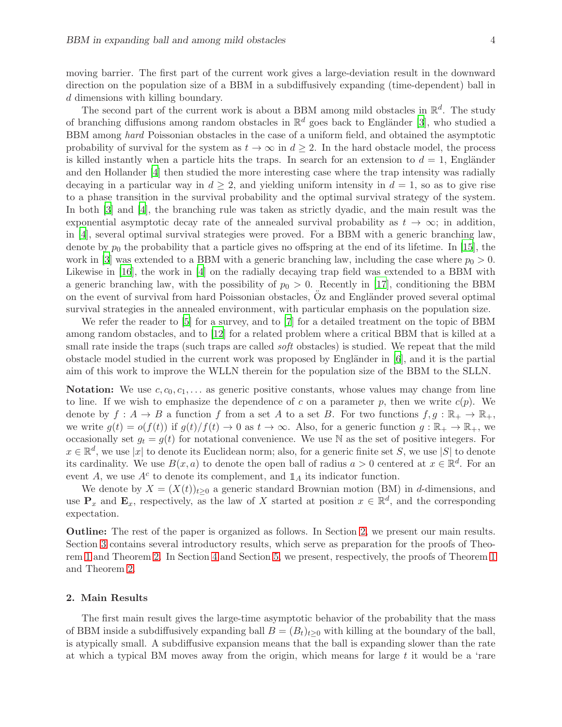moving barrier. The first part of the current work gives a large-deviation result in the downward direction on the population size of a BBM in a subdiffusively expanding (time-dependent) ball in $d$ dimensions with killing boundary.

The second part of the current work is about a BBM among mild obstacles in $\mathbb{R}^d$. The study of branching diffusions among random obstacles in $\mathbb{R}^d$ goes back to Engländer [3], who studied a BBM among *hard* Poissonian obstacles in the case of a uniform field, and obtained the asymptotic probability of survival for the system as $t \to \infty$ in $d \geq 2$. In the hard obstacle model, the process is killed instantly when a particle hits the traps. In search for an extension to $d = 1$, Engländer and den Hollander [4] then studied the more interesting case where the trap intensity was radially decaying in a particular way in $d \geq 2$, and yielding uniform intensity in $d = 1$, so as to give rise to a phase transition in the survival probability and the optimal survival strategy of the system. In both [3] and [4], the branching rule was taken as strictly dyadic, and the main result was the exponential asymptotic decay rate of the annealed survival probability as $t \to \infty$; in addition, in [4], several optimal survival strategies were proved. For a BBM with a generic branching law, denote by $p_0$ the probability that a particle gives no offspring at the end of its lifetime. In [15], the work in [3] was extended to a BBM with a generic branching law, including the case where $p_0 > 0$. Likewise in [16], the work in [4] on the radially decaying trap field was extended to a BBM with a generic branching law, with the possibility of $p_0 > 0$. Recently in [17], conditioning the BBM on the event of survival from hard Poissonian obstacles, Öz and Engländer proved several optimal survival strategies in the annealed environment, with particular emphasis on the population size.

We refer the reader to [5] for a survey, and to [7] for a detailed treatment on the topic of BBM among random obstacles, and to [12] for a related problem where a critical BBM that is killed at a small rate inside the traps (such traps are called *soft* obstacles) is studied. We repeat that the mild obstacle model studied in the current work was proposed by Engländer in [6], and it is the partial aim of this work to improve the WLLN therein for the population size of the BBM to the SLLN.

**Notation:** We use $c, c_0, c_1, \ldots$ as generic positive constants, whose values may change from line to line. If we wish to emphasize the dependence of $c$ on a parameter $p$, then we write $c(p)$. We denote by $f : A \to B$ a function $f$ from a set $A$ to a set $B$. For two functions $f, g : \mathbb{R}_+ \to \mathbb{R}_+$, we write $g(t) = o(f(t))$ if $g(t)/f(t) \to 0$ as $t \to \infty$. Also, for a generic function $g : \mathbb{R}_+ \to \mathbb{R}_+$, we occasionally set $g_t = g(t)$ for notational convenience. We use $\mathbb{N}$ as the set of positive integers. For $x \in \mathbb{R}^d$, we use $|x|$ to denote its Euclidean norm; also, for a generic finite set $S$, we use $|S|$ to denote its cardinality. We use $B(x, a)$ to denote the open ball of radius $a > 0$ centered at $x \in \mathbb{R}^d$. For an event $A$, we use $A^c$ to denote its complement, and $\mathbb{1}_A$ its indicator function.

We denote by $X = (X(t))_{t \geq 0}$ a generic standard Brownian motion (BM) in $d$-dimensions, and use $\mathbf{P}_x$ and $\mathbf{E}_x$, respectively, as the law of $X$ started at position $x \in \mathbb{R}^d$, and the corresponding expectation.

**Outline:** The rest of the paper is organized as follows. In Section 2, we present our main results. Section 3 contains several introductory results, which serve as preparation for the proofs of Theorem 1 and Theorem 2. In Section 4 and Section 5, we present, respectively, the proofs of Theorem 1 and Theorem 2.

## 2. Main Results

The first main result gives the large-time asymptotic behavior of the probability that the mass of BBM inside a subdiffusively expanding ball $B = (B_t)_{t \geq 0}$ with killing at the boundary of the ball, is atypically small. A subdiffusive expansion means that the ball is expanding slower than the rate at which a typical BM moves away from the origin, which means for large $t$ it would be a 'rare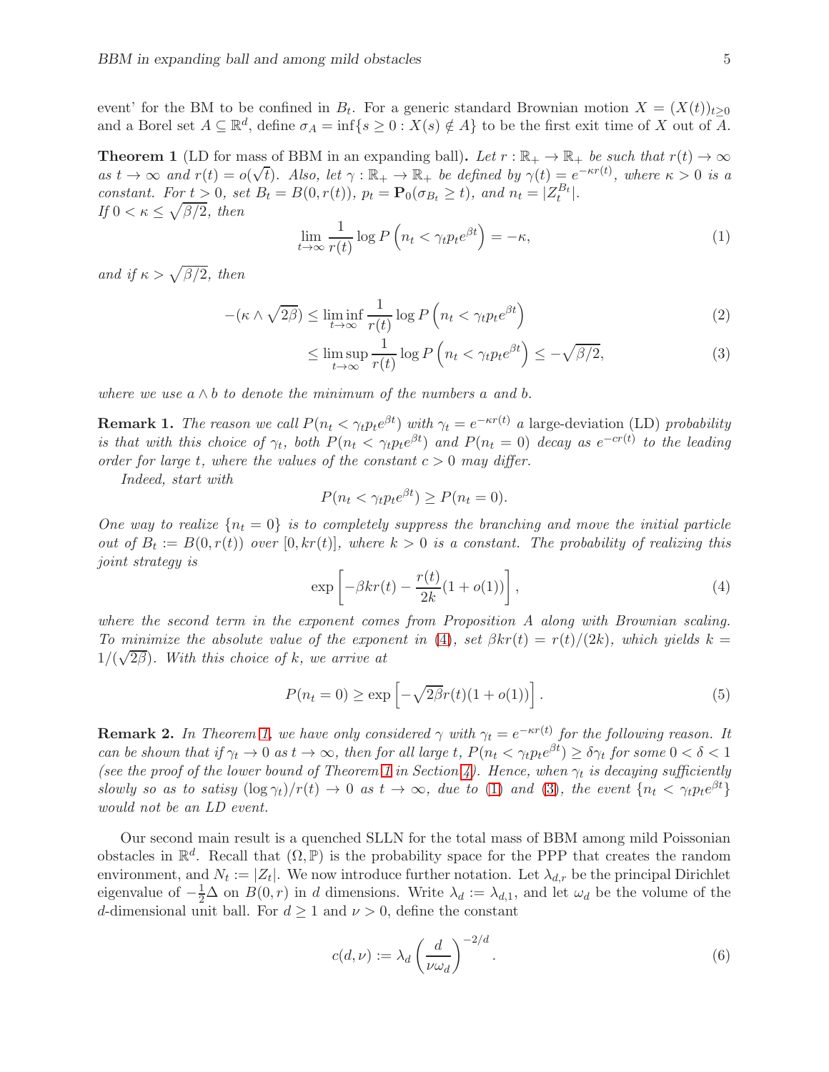event' for the BM to be confined in $B_t$. For a generic standard Brownian motion $X = (X(t))_{t\geq 0}$ and a Borel set $A \subseteq \mathbb{R}^d$, define $\sigma_A = \inf\{s \geq 0 : X(s) \notin A\}$ to be the first exit time of $X$ out of $A$.

**Theorem 1** (LD for mass of BBM in an expanding ball)**.** *Let $r : \mathbb{R}_+ \to \mathbb{R}_+$ be such that $r(t) \to \infty$ as $t \to \infty$ and $r(t) = o(\sqrt{t})$. Also, let $\gamma : \mathbb{R}_+ \to \mathbb{R}_+$ be defined by $\gamma(t) = e^{-\kappa r(t)}$, where $\kappa > 0$ is a constant. For $t > 0$, set $B_t = B(0, r(t))$, $p_t = \mathbf{P}_0(\sigma_{B_t} \geq t)$, and $n_t = |Z_t^{B_t}|$.*
*If $0 < \kappa \leq \sqrt{\beta/2}$, then*

$$\lim_{t\to\infty} \frac{1}{r(t)} \log P\left(n_t < \gamma_t p_t e^{\beta t}\right) = -\kappa, \tag{1}$$

*and if $\kappa > \sqrt{\beta/2}$, then*

$$-(\kappa \wedge \sqrt{2\beta}) \leq \liminf_{t\to\infty} \frac{1}{r(t)} \log P\left(n_t < \gamma_t p_t e^{\beta t}\right) \tag{2}$$

$$\leq \limsup_{t\to\infty} \frac{1}{r(t)} \log P\left(n_t < \gamma_t p_t e^{\beta t}\right) \leq -\sqrt{\beta/2}, \tag{3}$$

*where we use $a \wedge b$ to denote the minimum of the numbers $a$ and $b$.*

**Remark 1.** *The reason we call $P(n_t < \gamma_t p_t e^{\beta t})$ with $\gamma_t = e^{-\kappa r(t)}$ a* large-deviation *(LD) probability is that with this choice of $\gamma_t$, both $P(n_t < \gamma_t p_t e^{\beta t})$ and $P(n_t = 0)$ decay as $e^{-cr(t)}$ to the leading order for large $t$, where the values of the constant $c > 0$ may differ.*

*Indeed, start with*

$$P(n_t < \gamma_t p_t e^{\beta t}) \geq P(n_t = 0).$$

*One way to realize $\{n_t = 0\}$ is to completely suppress the branching and move the initial particle out of $B_t := B(0, r(t))$ over $[0, kr(t)]$, where $k > 0$ is a constant. The probability of realizing this joint strategy is*

$$\exp\left[-\beta k r(t) - \frac{r(t)}{2k}(1 + o(1))\right], \tag{4}$$

*where the second term in the exponent comes from Proposition A along with Brownian scaling. To minimize the absolute value of the exponent in (4), set $\beta k r(t) = r(t)/(2k)$, which yields $k = 1/(\sqrt{2\beta})$. With this choice of $k$, we arrive at*

$$P(n_t = 0) \geq \exp\left[-\sqrt{2\beta}\, r(t)(1 + o(1))\right]. \tag{5}$$

**Remark 2.** *In Theorem 1, we have only considered $\gamma$ with $\gamma_t = e^{-\kappa r(t)}$ for the following reason. It can be shown that if $\gamma_t \to 0$ as $t \to \infty$, then for all large $t$, $P(n_t < \gamma_t p_t e^{\beta t}) \geq \delta \gamma_t$ for some $0 < \delta < 1$ (see the proof of the lower bound of Theorem 1 in Section 4). Hence, when $\gamma_t$ is decaying sufficiently slowly so as to satisy $(\log \gamma_t)/r(t) \to 0$ as $t \to \infty$, due to (1) and (3), the event $\{n_t < \gamma_t p_t e^{\beta t}\}$ would not be an LD event.*

Our second main result is a quenched SLLN for the total mass of BBM among mild Poissonian obstacles in $\mathbb{R}^d$. Recall that $(\Omega, \mathbb{P})$ is the probability space for the PPP that creates the random environment, and $N_t := |Z_t|$. We now introduce further notation. Let $\lambda_{d,r}$ be the principal Dirichlet eigenvalue of $-\frac{1}{2}\Delta$ on $B(0, r)$ in $d$ dimensions. Write $\lambda_d := \lambda_{d,1}$, and let $\omega_d$ be the volume of the $d$-dimensional unit ball. For $d \geq 1$ and $\nu > 0$, define the constant

$$c(d, \nu) := \lambda_d \left(\frac{d}{\nu \omega_d}\right)^{-2/d}. \tag{6}$$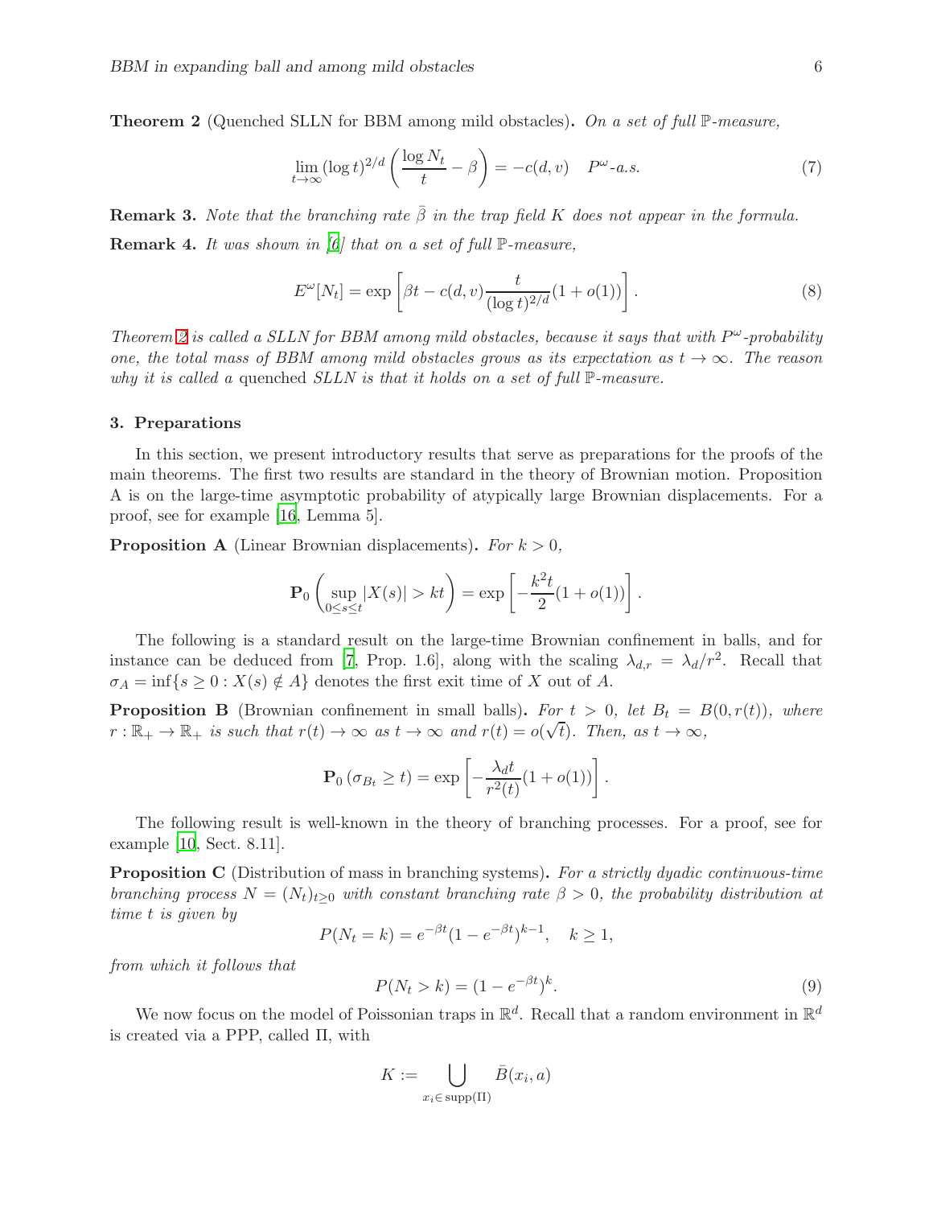**Theorem 2** (Quenched SLLN for BBM among mild obstacles)**.** *On a set of full $\mathbb{P}$-measure,*

$$\lim_{t\to\infty}(\log t)^{2/d}\left(\frac{\log N_t}{t}-\beta\right)=-c(d,v)\quad P^{\omega}\text{-a.s.} \tag{7}$$

**Remark 3.** *Note that the branching rate $\bar{\beta}$ in the trap field $K$ does not appear in the formula.*

**Remark 4.** *It was shown in [6] that on a set of full $\mathbb{P}$-measure,*

$$E^{\omega}[N_t]=\exp\left[\beta t-c(d,v)\frac{t}{(\log t)^{2/d}}(1+o(1))\right]. \tag{8}$$

*Theorem 2 is called a SLLN for BBM among mild obstacles, because it says that with $P^{\omega}$-probability one, the total mass of BBM among mild obstacles grows as its expectation as $t\to\infty$. The reason why it is called a* quenched *SLLN is that it holds on a set of full $\mathbb{P}$-measure.*

## 3. Preparations

In this section, we present introductory results that serve as preparations for the proofs of the main theorems. The first two results are standard in the theory of Brownian motion. Proposition A is on the large-time asymptotic probability of atypically large Brownian displacements. For a proof, see for example [16, Lemma 5].

**Proposition A** (Linear Brownian displacements)**.** *For $k>0$,*

$$\mathbf{P}_0\left(\sup_{0\leq s\leq t}|X(s)|>kt\right)=\exp\left[-\frac{k^2t}{2}(1+o(1))\right].$$

The following is a standard result on the large-time Brownian confinement in balls, and for instance can be deduced from [7, Prop. 1.6], along with the scaling $\lambda_{d,r}=\lambda_d/r^2$. Recall that $\sigma_A=\inf\{s\geq 0: X(s)\notin A\}$ denotes the first exit time of $X$ out of $A$.

**Proposition B** (Brownian confinement in small balls)**.** *For $t>0$, let $B_t=B(0,r(t))$, where $r:\mathbb{R}_+\to\mathbb{R}_+$ is such that $r(t)\to\infty$ as $t\to\infty$ and $r(t)=o(\sqrt{t})$. Then, as $t\to\infty$,*

$$\mathbf{P}_0\left(\sigma_{B_t}\geq t\right)=\exp\left[-\frac{\lambda_d t}{r^2(t)}(1+o(1))\right].$$

The following result is well-known in the theory of branching processes. For a proof, see for example [10, Sect. 8.11].

**Proposition C** (Distribution of mass in branching systems)**.** *For a strictly dyadic continuous-time branching process $N=(N_t)_{t\geq 0}$ with constant branching rate $\beta>0$, the probability distribution at time $t$ is given by*

$$P(N_t=k)=e^{-\beta t}(1-e^{-\beta t})^{k-1},\quad k\geq 1,$$

*from which it follows that*

$$P(N_t>k)=(1-e^{-\beta t})^{k}. \tag{9}$$

We now focus on the model of Poissonian traps in $\mathbb{R}^d$. Recall that a random environment in $\mathbb{R}^d$ is created via a PPP, called $\Pi$, with

$$K:=\bigcup_{x_i\in\operatorname{supp}(\Pi)}\bar{B}(x_i,a)$$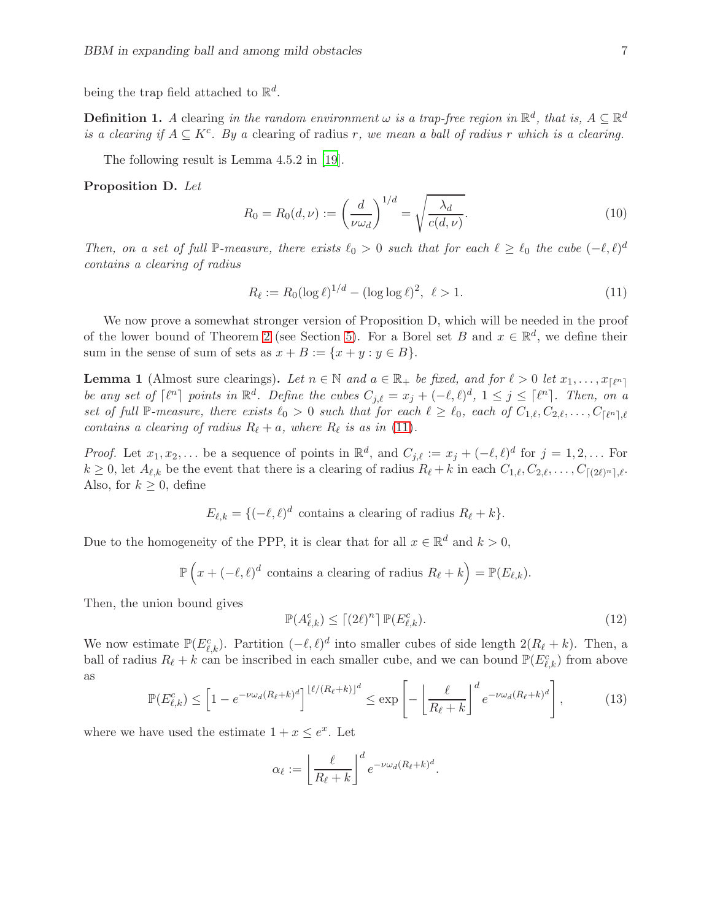being the trap field attached to $\mathbb{R}^d$.

**Definition 1.** *A* clearing *in the random environment $\omega$ is a trap-free region in $\mathbb{R}^d$, that is, $A \subseteq \mathbb{R}^d$ is a clearing if $A \subseteq K^c$. By a* clearing of radius $r$, *we mean a ball of radius $r$ which is a clearing.*

The following result is Lemma 4.5.2 in [19].

**Proposition D.** *Let*

$$R_0 = R_0(d,\nu) := \left(\frac{d}{\nu\omega_d}\right)^{1/d} = \sqrt{\frac{\lambda_d}{c(d,\nu)}}. \tag{10}$$

*Then, on a set of full $\mathbb{P}$-measure, there exists $\ell_0 > 0$ such that for each $\ell \geq \ell_0$ the cube $(-\ell,\ell)^d$ contains a clearing of radius*

$$R_\ell := R_0(\log \ell)^{1/d} - (\log\log \ell)^2, \ \ \ell > 1. \tag{11}$$

We now prove a somewhat stronger version of Proposition D, which will be needed in the proof of the lower bound of Theorem 2 (see Section 5). For a Borel set $B$ and $x \in \mathbb{R}^d$, we define their sum in the sense of sum of sets as $x + B := \{x + y : y \in B\}$.

**Lemma 1** (Almost sure clearings)**.** *Let $n \in \mathbb{N}$ and $a \in \mathbb{R}_+$ be fixed, and for $\ell > 0$ let $x_1, \dots, x_{\lceil \ell^n \rceil}$ be any set of $\lceil \ell^n \rceil$ points in $\mathbb{R}^d$. Define the cubes $C_{j,\ell} = x_j + (-\ell,\ell)^d$, $1 \leq j \leq \lceil \ell^n \rceil$. Then, on a set of full $\mathbb{P}$-measure, there exists $\ell_0 > 0$ such that for each $\ell \geq \ell_0$, each of $C_{1,\ell}, C_{2,\ell}, \dots, C_{\lceil \ell^n \rceil,\ell}$ contains a clearing of radius $R_\ell + a$, where $R_\ell$ is as in (11).*

*Proof.* Let $x_1, x_2, \dots$ be a sequence of points in $\mathbb{R}^d$, and $C_{j,\ell} := x_j + (-\ell,\ell)^d$ for $j = 1, 2, \dots$ For $k \geq 0$, let $A_{\ell,k}$ be the event that there is a clearing of radius $R_\ell + k$ in each $C_{1,\ell}, C_{2,\ell}, \dots, C_{\lceil (2\ell)^n \rceil,\ell}$. Also, for $k \geq 0$, define

$$E_{\ell,k} = \{(-\ell,\ell)^d \text{ contains a clearing of radius } R_\ell + k\}.$$

Due to the homogeneity of the PPP, it is clear that for all $x \in \mathbb{R}^d$ and $k > 0$,

$$\mathbb{P}\left(x + (-\ell,\ell)^d \text{ contains a clearing of radius } R_\ell + k\right) = \mathbb{P}(E_{\ell,k}).$$

Then, the union bound gives

$$\mathbb{P}(A^c_{\ell,k}) \leq \lceil (2\ell)^n \rceil \, \mathbb{P}(E^c_{\ell,k}). \tag{12}$$

We now estimate $\mathbb{P}(E^c_{\ell,k})$. Partition $(-\ell,\ell)^d$ into smaller cubes of side length $2(R_\ell + k)$. Then, a ball of radius $R_\ell + k$ can be inscribed in each smaller cube, and we can bound $\mathbb{P}(E^c_{\ell,k})$ from above as

$$\mathbb{P}(E^c_{\ell,k}) \leq \left[1 - e^{-\nu\omega_d(R_\ell+k)^d}\right]^{\lfloor \ell/(R_\ell+k) \rfloor^d} \leq \exp\left[-\left\lfloor \frac{\ell}{R_\ell + k}\right\rfloor^d e^{-\nu\omega_d(R_\ell+k)^d}\right], \tag{13}$$

where we have used the estimate $1 + x \leq e^x$. Let

$$\alpha_\ell := \left\lfloor \frac{\ell}{R_\ell + k}\right\rfloor^d e^{-\nu\omega_d(R_\ell+k)^d}.$$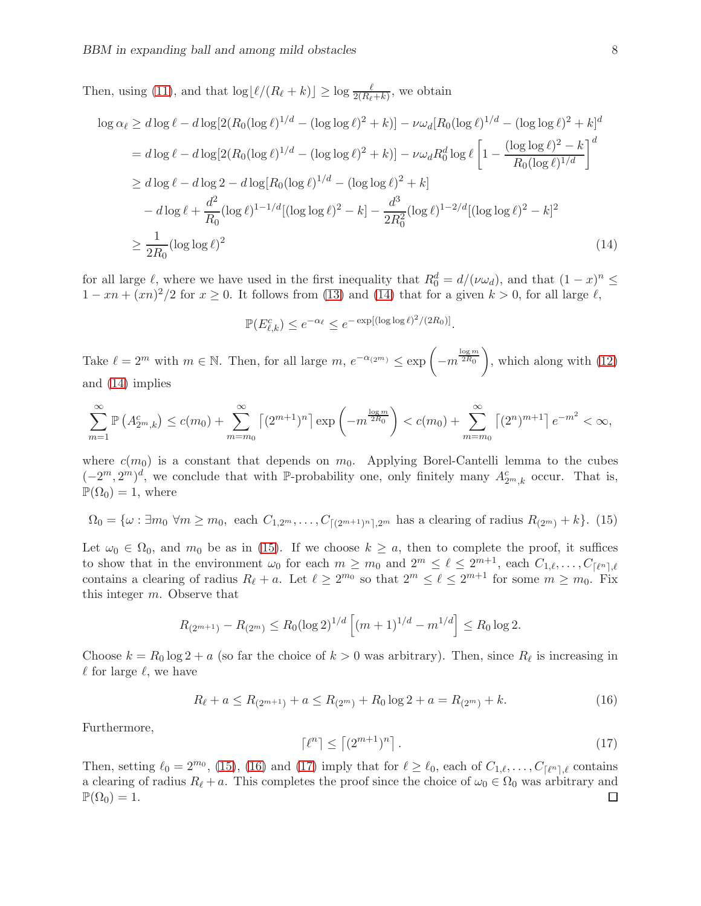Then, using (11), and that $\log\lfloor \ell/(R_\ell+k)\rfloor \geq \log \frac{\ell}{2(R_\ell+k)}$, we obtain

$$
\begin{aligned}
\log \alpha_\ell &\geq d\log \ell - d\log[2(R_0(\log \ell)^{1/d} - (\log\log \ell)^2 + k)] - \nu\omega_d[R_0(\log \ell)^{1/d} - (\log\log \ell)^2 + k]^d \\
&= d\log \ell - d\log[2(R_0(\log \ell)^{1/d} - (\log\log \ell)^2 + k)] - \nu\omega_d R_0^d \log \ell \left[1 - \frac{(\log\log \ell)^2 - k}{R_0(\log \ell)^{1/d}}\right]^d \\
&\geq d\log \ell - d\log 2 - d\log[R_0(\log \ell)^{1/d} - (\log\log \ell)^2 + k] \\
&\quad - d\log \ell + \frac{d^2}{R_0}(\log \ell)^{1-1/d}[(\log\log \ell)^2 - k] - \frac{d^3}{2R_0^2}(\log \ell)^{1-2/d}[(\log\log \ell)^2 - k]^2 \\
&\geq \frac{1}{2R_0}(\log\log \ell)^2 
\end{aligned}
\tag{14}
$$

for all large $\ell$, where we have used in the first inequality that $R_0^d = d/(\nu\omega_d)$, and that $(1-x)^n \leq 1 - xn + (xn)^2/2$ for $x \geq 0$. It follows from (13) and (14) that for a given $k > 0$, for all large $\ell$,

$$
\mathbb{P}(E_{\ell,k}^c) \leq e^{-\alpha_\ell} \leq e^{-\exp[(\log\log \ell)^2/(2R_0)]}.
$$

Take $\ell = 2^m$ with $m \in \mathbb{N}$. Then, for all large $m$, $e^{-\alpha_{(2^m)}} \leq \exp\left(-m^{\frac{\log m}{2R_0}}\right)$, which along with (12) and (14) implies

$$
\sum_{m=1}^\infty \mathbb{P}\left(A_{2^m,k}^c\right) \leq c(m_0) + \sum_{m=m_0}^\infty \left\lceil (2^{m+1})^n \right\rceil \exp\left(-m^{\frac{\log m}{2R_0}}\right) < c(m_0) + \sum_{m=m_0}^\infty \left\lceil (2^n)^{m+1} \right\rceil e^{-m^2} < \infty,
$$

where $c(m_0)$ is a constant that depends on $m_0$. Applying Borel-Cantelli lemma to the cubes $(-2^m, 2^m)^d$, we conclude that with $\mathbb{P}$-probability one, only finitely many $A_{2^m,k}^c$ occur. That is, $\mathbb{P}(\Omega_0) = 1$, where

$$
\Omega_0 = \{\omega : \exists m_0 \ \forall m \geq m_0, \text{ each } C_{1,2^m}, \ldots, C_{\lceil (2^{m+1})^n \rceil, 2^m} \text{ has a clearing of radius } R_{(2^m)} + k\}. \tag{15}
$$

Let $\omega_0 \in \Omega_0$, and $m_0$ be as in (15). If we choose $k \geq a$, then to complete the proof, it suffices to show that in the environment $\omega_0$ for each $m \geq m_0$ and $2^m \leq \ell \leq 2^{m+1}$, each $C_{1,\ell}, \ldots, C_{\lceil \ell^n \rceil, \ell}$ contains a clearing of radius $R_\ell + a$. Let $\ell \geq 2^{m_0}$ so that $2^m \leq \ell \leq 2^{m+1}$ for some $m \geq m_0$. Fix this integer $m$. Observe that

$$
R_{(2^{m+1})} - R_{(2^m)} \leq R_0(\log 2)^{1/d}\left[(m+1)^{1/d} - m^{1/d}\right] \leq R_0 \log 2.
$$

Choose $k = R_0 \log 2 + a$ (so far the choice of $k > 0$ was arbitrary). Then, since $R_\ell$ is increasing in $\ell$ for large $\ell$, we have

$$
R_\ell + a \leq R_{(2^{m+1})} + a \leq R_{(2^m)} + R_0 \log 2 + a = R_{(2^m)} + k. \tag{16}
$$

Furthermore,

$$
\lceil \ell^n \rceil \leq \left\lceil (2^{m+1})^n \right\rceil. \tag{17}
$$

Then, setting $\ell_0 = 2^{m_0}$, (15), (16) and (17) imply that for $\ell \geq \ell_0$, each of $C_{1,\ell}, \ldots, C_{\lceil \ell^n \rceil, \ell}$ contains a clearing of radius $R_\ell + a$. This completes the proof since the choice of $\omega_0 \in \Omega_0$ was arbitrary and $\mathbb{P}(\Omega_0) = 1$. □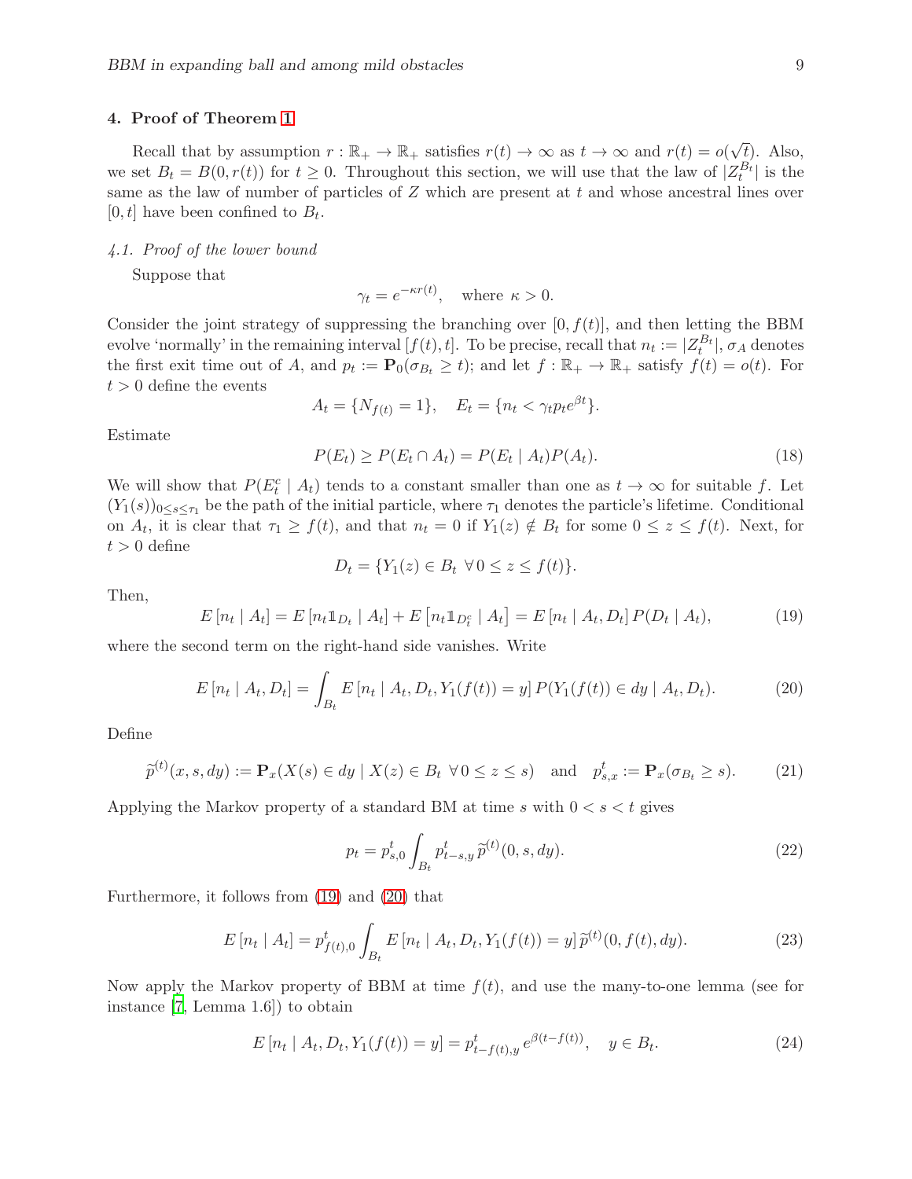## 4. Proof of Theorem 1

Recall that by assumption $r : \mathbb{R}_+ \to \mathbb{R}_+$ satisfies $r(t) \to \infty$ as $t \to \infty$ and $r(t) = o(\sqrt{t})$. Also, we set $B_t = B(0, r(t))$ for $t \geq 0$. Throughout this section, we will use that the law of $|Z_t^{B_t}|$ is the same as the law of number of particles of $Z$ which are present at $t$ and whose ancestral lines over $[0, t]$ have been confined to $B_t$.

### *4.1. Proof of the lower bound*

Suppose that

$$\gamma_t = e^{-\kappa r(t)}, \quad \text{where } \kappa > 0.$$

Consider the joint strategy of suppressing the branching over $[0, f(t)]$, and then letting the BBM evolve 'normally' in the remaining interval $[f(t), t]$. To be precise, recall that $n_t := |Z_t^{B_t}|$, $\sigma_A$ denotes the first exit time out of $A$, and $p_t := \mathbf{P}_0(\sigma_{B_t} \geq t)$; and let $f : \mathbb{R}_+ \to \mathbb{R}_+$ satisfy $f(t) = o(t)$. For $t > 0$ define the events

$$A_t = \{N_{f(t)} = 1\}, \quad E_t = \{n_t < \gamma_t p_t e^{\beta t}\}.$$

Estimate

$$P(E_t) \geq P(E_t \cap A_t) = P(E_t \mid A_t) P(A_t). \tag{18}$$

We will show that $P(E_t^c \mid A_t)$ tends to a constant smaller than one as $t \to \infty$ for suitable $f$. Let $(Y_1(s))_{0 \leq s \leq \tau_1}$ be the path of the initial particle, where $\tau_1$ denotes the particle's lifetime. Conditional on $A_t$, it is clear that $\tau_1 \geq f(t)$, and that $n_t = 0$ if $Y_1(z) \notin B_t$ for some $0 \leq z \leq f(t)$. Next, for $t > 0$ define

$$D_t = \{Y_1(z) \in B_t \ \forall\, 0 \leq z \leq f(t)\}.$$

Then,

$$E[n_t \mid A_t] = E[n_t \mathbb{1}_{D_t} \mid A_t] + E\left[n_t \mathbb{1}_{D_t^c} \mid A_t\right] = E[n_t \mid A_t, D_t] \, P(D_t \mid A_t), \tag{19}$$

where the second term on the right-hand side vanishes. Write

$$E[n_t \mid A_t, D_t] = \int_{B_t} E[n_t \mid A_t, D_t, Y_1(f(t)) = y] \, P(Y_1(f(t)) \in dy \mid A_t, D_t). \tag{20}$$

Define

$$\widetilde{p}^{(t)}(x, s, dy) := \mathbf{P}_x(X(s) \in dy \mid X(z) \in B_t \ \forall\, 0 \leq z \leq s) \quad \text{and} \quad p_{s,x}^t := \mathbf{P}_x(\sigma_{B_t} \geq s). \tag{21}$$

Applying the Markov property of a standard BM at time $s$ with $0 < s < t$ gives

$$p_t = p_{s,0}^t \int_{B_t} p_{t-s,y}^t \, \widetilde{p}^{(t)}(0, s, dy). \tag{22}$$

Furthermore, it follows from (19) and (20) that

$$E[n_t \mid A_t] = p_{f(t),0}^t \int_{B_t} E[n_t \mid A_t, D_t, Y_1(f(t)) = y] \, \widetilde{p}^{(t)}(0, f(t), dy). \tag{23}$$

Now apply the Markov property of BBM at time $f(t)$, and use the many-to-one lemma (see for instance [7, Lemma 1.6]) to obtain

$$E[n_t \mid A_t, D_t, Y_1(f(t)) = y] = p_{t-f(t),y}^t \, e^{\beta(t - f(t))}, \quad y \in B_t. \tag{24}$$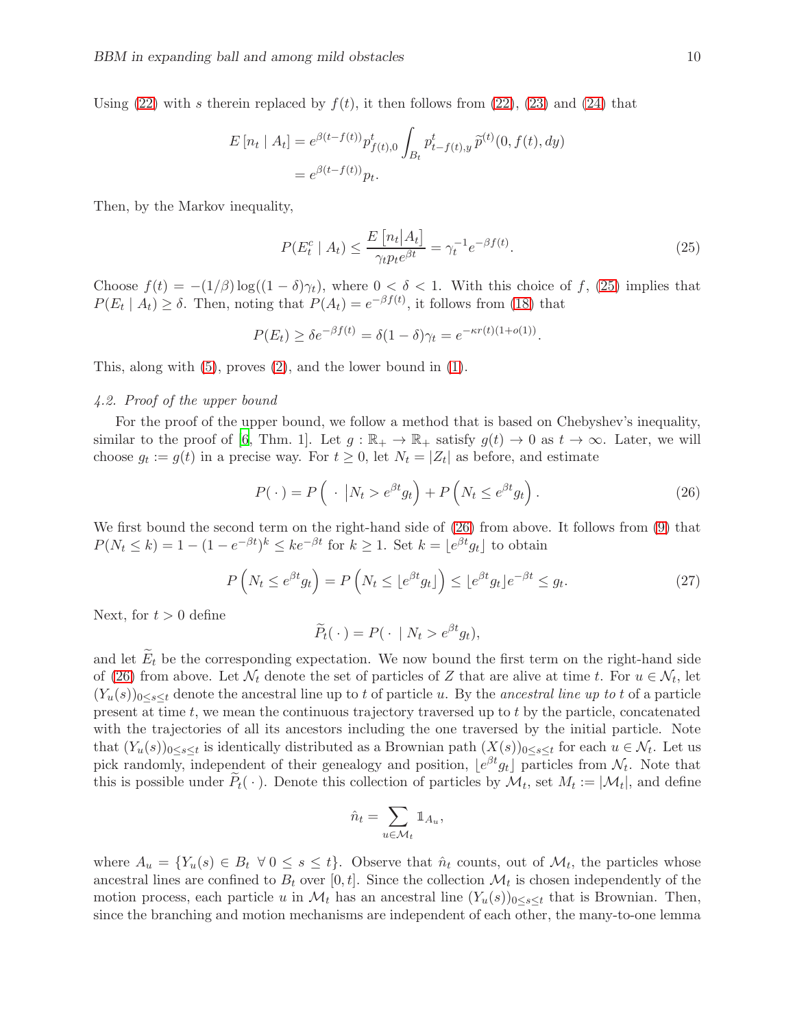Using (22) with $s$ therein replaced by $f(t)$, it then follows from (22), (23) and (24) that

$$
\begin{aligned}
E\left[n_t \mid A_t\right] &= e^{\beta(t-f(t))} p^t_{f(t),0} \int_{B_t} p^t_{t-f(t),y}\, \widetilde{p}^{(t)}(0, f(t), dy) \\
&= e^{\beta(t-f(t))} p_t.
\end{aligned}
$$

Then, by the Markov inequality,

$$
P(E_t^c \mid A_t) \le \frac{E\left[n_t | A_t\right]}{\gamma_t p_t e^{\beta t}} = \gamma_t^{-1} e^{-\beta f(t)}. \tag{25}
$$

Choose $f(t) = -(1/\beta)\log((1-\delta)\gamma_t)$, where $0 < \delta < 1$. With this choice of $f$, (25) implies that $P(E_t \mid A_t) \ge \delta$. Then, noting that $P(A_t) = e^{-\beta f(t)}$, it follows from (18) that

$$
P(E_t) \ge \delta e^{-\beta f(t)} = \delta(1-\delta)\gamma_t = e^{-\kappa r(t)(1+o(1))}.
$$

This, along with (5), proves (2), and the lower bound in (1).

### 4.2. Proof of the upper bound

For the proof of the upper bound, we follow a method that is based on Chebyshev's inequality, similar to the proof of [6, Thm. 1]. Let $g : \mathbb{R}_+ \to \mathbb{R}_+$ satisfy $g(t) \to 0$ as $t \to \infty$. Later, we will choose $g_t := g(t)$ in a precise way. For $t \ge 0$, let $N_t = |Z_t|$ as before, and estimate

$$
P(\,\cdot\,) = P\left(\,\cdot\, \middle| N_t > e^{\beta t} g_t\right) + P\left(N_t \le e^{\beta t} g_t\right). \tag{26}
$$

We first bound the second term on the right-hand side of (26) from above. It follows from (9) that $P(N_t \le k) = 1 - (1 - e^{-\beta t})^k \le k e^{-\beta t}$ for $k \ge 1$. Set $k = \lfloor e^{\beta t} g_t \rfloor$ to obtain

$$
P\left(N_t \le e^{\beta t} g_t\right) = P\left(N_t \le \lfloor e^{\beta t} g_t \rfloor\right) \le \lfloor e^{\beta t} g_t \rfloor e^{-\beta t} \le g_t. \tag{27}
$$

Next, for $t > 0$ define

$$
\widetilde{P}_t(\,\cdot\,) = P(\,\cdot \mid N_t > e^{\beta t} g_t),
$$

and let $\widetilde{E}_t$ be the corresponding expectation. We now bound the first term on the right-hand side of (26) from above. Let $\mathcal{N}_t$ denote the set of particles of $Z$ that are alive at time $t$. For $u \in \mathcal{N}_t$, let $(Y_u(s))_{0\le s\le t}$ denote the ancestral line up to $t$ of particle $u$. By the *ancestral line up to $t$* of a particle present at time $t$, we mean the continuous trajectory traversed up to $t$ by the particle, concatenated with the trajectories of all its ancestors including the one traversed by the initial particle. Note that $(Y_u(s))_{0\le s\le t}$ is identically distributed as a Brownian path $(X(s))_{0\le s\le t}$ for each $u \in \mathcal{N}_t$. Let us pick randomly, independent of their genealogy and position, $\lfloor e^{\beta t} g_t \rfloor$ particles from $\mathcal{N}_t$. Note that this is possible under $\widetilde{P}_t(\,\cdot\,)$. Denote this collection of particles by $\mathcal{M}_t$, set $M_t := |\mathcal{M}_t|$, and define

$$
\hat{n}_t = \sum_{u \in \mathcal{M}_t} \mathbb{1}_{A_u},
$$

where $A_u = \{Y_u(s) \in B_t \;\forall\, 0 \le s \le t\}$. Observe that $\hat{n}_t$ counts, out of $\mathcal{M}_t$, the particles whose ancestral lines are confined to $B_t$ over $[0, t]$. Since the collection $\mathcal{M}_t$ is chosen independently of the motion process, each particle $u$ in $\mathcal{M}_t$ has an ancestral line $(Y_u(s))_{0\le s\le t}$ that is Brownian. Then, since the branching and motion mechanisms are independent of each other, the many-to-one lemma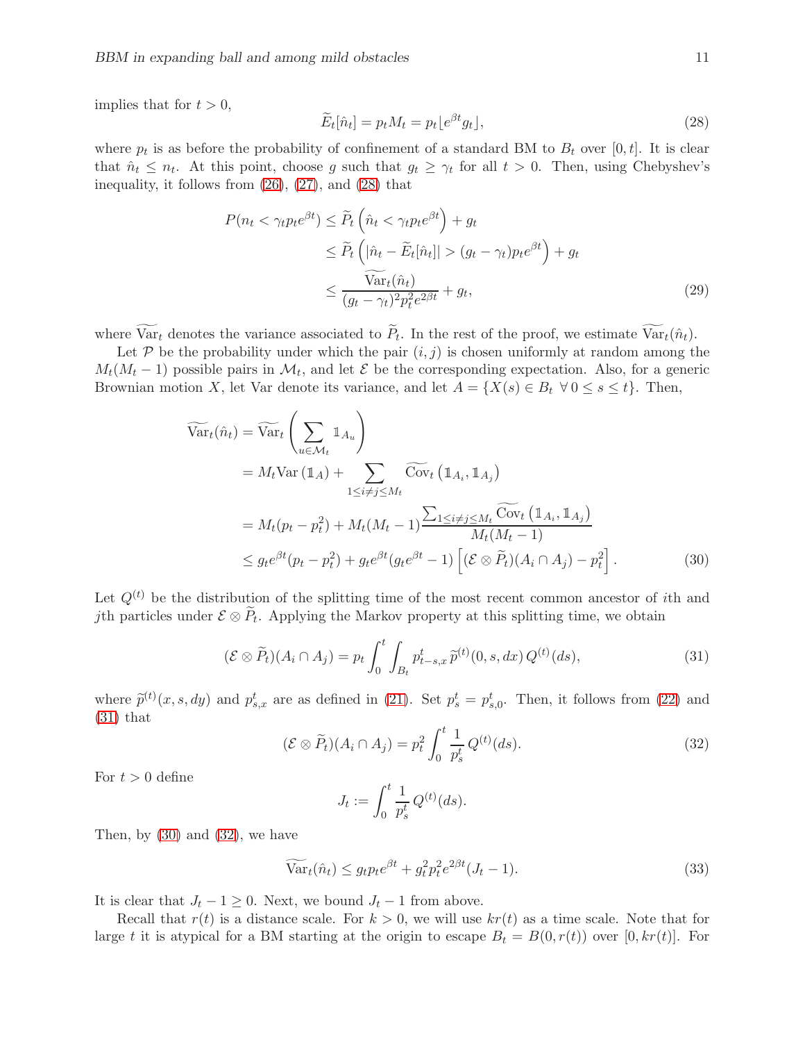implies that for $t > 0$,

$$\widetilde{E}_t[\hat{n}_t] = p_t M_t = p_t \lfloor e^{\beta t} g_t \rfloor, \tag{28}$$

where $p_t$ is as before the probability of confinement of a standard BM to $B_t$ over $[0, t]$. It is clear that $\hat{n}_t \leq n_t$. At this point, choose $g$ such that $g_t \geq \gamma_t$ for all $t > 0$. Then, using Chebyshev's inequality, it follows from (26), (27), and (28) that

$$\begin{aligned}
P(n_t < \gamma_t p_t e^{\beta t}) &\leq \widetilde{P}_t\left(\hat{n}_t < \gamma_t p_t e^{\beta t}\right) + g_t \\
&\leq \widetilde{P}_t\left(|\hat{n}_t - \widetilde{E}_t[\hat{n}_t]| > (g_t - \gamma_t) p_t e^{\beta t}\right) + g_t \\
&\leq \frac{\widetilde{\mathrm{Var}}_t(\hat{n}_t)}{(g_t - \gamma_t)^2 p_t^2 e^{2\beta t}} + g_t,
\end{aligned} \tag{29}$$

where $\widetilde{\mathrm{Var}}_t$ denotes the variance associated to $\widetilde{P}_t$. In the rest of the proof, we estimate $\widetilde{\mathrm{Var}}_t(\hat{n}_t)$.

Let $\mathcal{P}$ be the probability under which the pair $(i, j)$ is chosen uniformly at random among the $M_t(M_t - 1)$ possible pairs in $\mathcal{M}_t$, and let $\mathcal{E}$ be the corresponding expectation. Also, for a generic Brownian motion $X$, let Var denote its variance, and let $A = \{X(s) \in B_t \ \forall\, 0 \leq s \leq t\}$. Then,

$$\begin{aligned}
\widetilde{\mathrm{Var}}_t(\hat{n}_t) &= \widetilde{\mathrm{Var}}_t\left(\sum_{u \in \mathcal{M}_t} \mathbb{1}_{A_u}\right) \\
&= M_t \mathrm{Var}\left(\mathbb{1}_A\right) + \sum_{1 \leq i \neq j \leq M_t} \widetilde{\mathrm{Cov}}_t\left(\mathbb{1}_{A_i}, \mathbb{1}_{A_j}\right) \\
&= M_t(p_t - p_t^2) + M_t(M_t - 1) \frac{\sum_{1 \leq i \neq j \leq M_t} \widetilde{\mathrm{Cov}}_t\left(\mathbb{1}_{A_i}, \mathbb{1}_{A_j}\right)}{M_t(M_t - 1)} \\
&\leq g_t e^{\beta t}(p_t - p_t^2) + g_t e^{\beta t}(g_t e^{\beta t} - 1)\left[(\mathcal{E} \otimes \widetilde{P}_t)(A_i \cap A_j) - p_t^2\right].
\end{aligned} \tag{30}$$

Let $Q^{(t)}$ be the distribution of the splitting time of the most recent common ancestor of $i$th and $j$th particles under $\mathcal{E} \otimes \widetilde{P}_t$. Applying the Markov property at this splitting time, we obtain

$$(\mathcal{E} \otimes \widetilde{P}_t)(A_i \cap A_j) = p_t \int_0^t \int_{B_t} p^t_{t-s,x}\, \widetilde{p}^{(t)}(0, s, dx)\, Q^{(t)}(ds), \tag{31}$$

where $\widetilde{p}^{(t)}(x, s, dy)$ and $p^t_{s,x}$ are as defined in (21). Set $p^t_s = p^t_{s,0}$. Then, it follows from (22) and (31) that

$$(\mathcal{E} \otimes \widetilde{P}_t)(A_i \cap A_j) = p_t^2 \int_0^t \frac{1}{p^t_s}\, Q^{(t)}(ds). \tag{32}$$

For $t > 0$ define

$$J_t := \int_0^t \frac{1}{p^t_s}\, Q^{(t)}(ds).$$

Then, by (30) and (32), we have

$$\widetilde{\mathrm{Var}}_t(\hat{n}_t) \leq g_t p_t e^{\beta t} + g_t^2 p_t^2 e^{2\beta t}(J_t - 1). \tag{33}$$

It is clear that $J_t - 1 \geq 0$. Next, we bound $J_t - 1$ from above.

Recall that $r(t)$ is a distance scale. For $k > 0$, we will use $kr(t)$ as a time scale. Note that for large $t$ it is atypical for a BM starting at the origin to escape $B_t = B(0, r(t))$ over $[0, kr(t)]$. For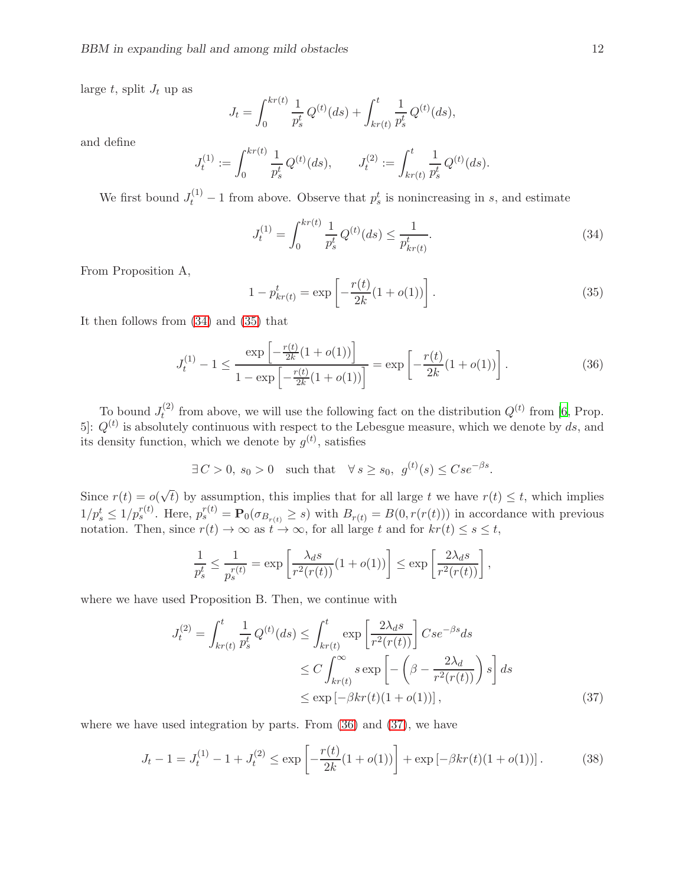large $t$, split $J_t$ up as

$$J_t = \int_0^{kr(t)} \frac{1}{p_s^t}\, Q^{(t)}(ds) + \int_{kr(t)}^t \frac{1}{p_s^t}\, Q^{(t)}(ds),$$

and define

$$J_t^{(1)} := \int_0^{kr(t)} \frac{1}{p_s^t}\, Q^{(t)}(ds), \qquad J_t^{(2)} := \int_{kr(t)}^t \frac{1}{p_s^t}\, Q^{(t)}(ds).$$

We first bound $J_t^{(1)} - 1$ from above. Observe that $p_s^t$ is nonincreasing in $s$, and estimate

$$J_t^{(1)} = \int_0^{kr(t)} \frac{1}{p_s^t}\, Q^{(t)}(ds) \leq \frac{1}{p_{kr(t)}^t}. \tag{34}$$

From Proposition A,

$$1 - p_{kr(t)}^t = \exp\left[-\frac{r(t)}{2k}(1+o(1))\right]. \tag{35}$$

It then follows from (34) and (35) that

$$J_t^{(1)} - 1 \leq \frac{\exp\left[-\frac{r(t)}{2k}(1+o(1))\right]}{1-\exp\left[-\frac{r(t)}{2k}(1+o(1))\right]} = \exp\left[-\frac{r(t)}{2k}(1+o(1))\right]. \tag{36}$$

To bound $J_t^{(2)}$ from above, we will use the following fact on the distribution $Q^{(t)}$ from [6, Prop. 5]: $Q^{(t)}$ is absolutely continuous with respect to the Lebesgue measure, which we denote by $ds$, and its density function, which we denote by $g^{(t)}$, satisfies

$$\exists\, C>0,\ s_0>0 \quad \text{such that} \quad \forall\, s \geq s_0,\ \ g^{(t)}(s) \leq Cse^{-\beta s}.$$

Since $r(t) = o(\sqrt{t})$ by assumption, this implies that for all large $t$ we have $r(t) \leq t$, which implies $1/p_s^t \leq 1/p_s^{r(t)}$. Here, $p_s^{r(t)} = \mathbf{P}_0(\sigma_{B_{r(t)}} \geq s)$ with $B_{r(t)} = B(0, r(r(t)))$ in accordance with previous notation. Then, since $r(t) \to \infty$ as $t \to \infty$, for all large $t$ and for $kr(t) \leq s \leq t$,

$$\frac{1}{p_s^t} \leq \frac{1}{p_s^{r(t)}} = \exp\left[\frac{\lambda_d s}{r^2(r(t))}(1+o(1))\right] \leq \exp\left[\frac{2\lambda_d s}{r^2(r(t))}\right],$$

where we have used Proposition B. Then, we continue with

$$\begin{aligned} J_t^{(2)} = \int_{kr(t)}^t \frac{1}{p_s^t}\, Q^{(t)}(ds) &\leq \int_{kr(t)}^t \exp\left[\frac{2\lambda_d s}{r^2(r(t))}\right] Cse^{-\beta s} ds \\ &\leq C \int_{kr(t)}^\infty s \exp\left[-\left(\beta - \frac{2\lambda_d}{r^2(r(t))}\right)s\right] ds \\ &\leq \exp\left[-\beta kr(t)(1+o(1))\right], \end{aligned} \tag{37}$$

where we have used integration by parts. From (36) and (37), we have

$$J_t - 1 = J_t^{(1)} - 1 + J_t^{(2)} \leq \exp\left[-\frac{r(t)}{2k}(1+o(1))\right] + \exp\left[-\beta kr(t)(1+o(1))\right]. \tag{38}$$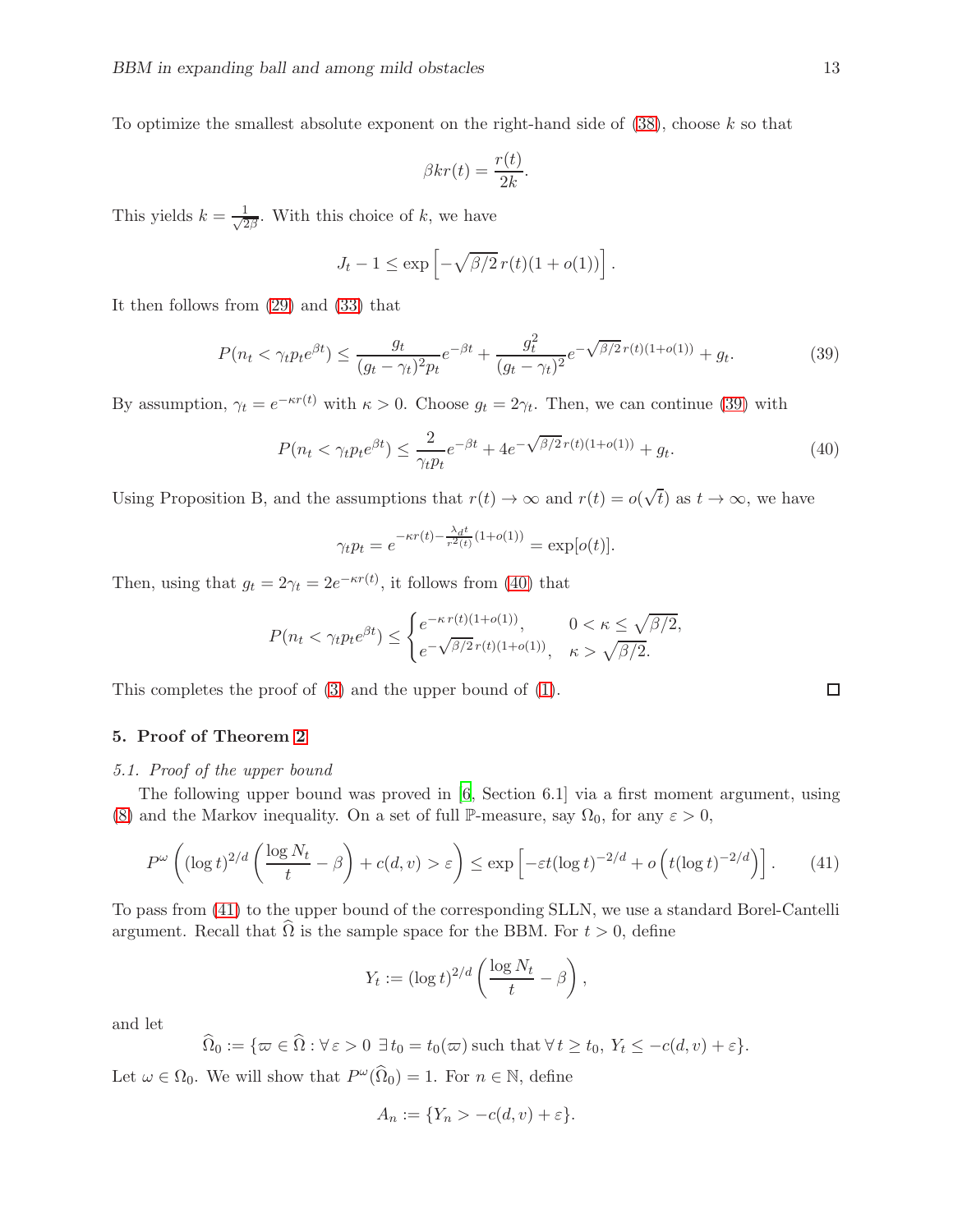To optimize the smallest absolute exponent on the right-hand side of (38), choose $k$ so that

$$\beta k r(t) = \frac{r(t)}{2k}.$$

This yields $k = \frac{1}{\sqrt{2\beta}}$. With this choice of $k$, we have

$$J_t - 1 \leq \exp\left[-\sqrt{\beta/2}\, r(t)(1+o(1))\right].$$

It then follows from (29) and (33) that

$$P(n_t < \gamma_t p_t e^{\beta t}) \leq \frac{g_t}{(g_t-\gamma_t)^2 p_t} e^{-\beta t} + \frac{g_t^2}{(g_t-\gamma_t)^2} e^{-\sqrt{\beta/2}\, r(t)(1+o(1))} + g_t. \tag{39}$$

By assumption, $\gamma_t = e^{-\kappa r(t)}$ with $\kappa > 0$. Choose $g_t = 2\gamma_t$. Then, we can continue (39) with

$$P(n_t < \gamma_t p_t e^{\beta t}) \leq \frac{2}{\gamma_t p_t} e^{-\beta t} + 4 e^{-\sqrt{\beta/2}\, r(t)(1+o(1))} + g_t. \tag{40}$$

Using Proposition B, and the assumptions that $r(t) \to \infty$ and $r(t) = o(\sqrt{t})$ as $t \to \infty$, we have

$$\gamma_t p_t = e^{-\kappa r(t) - \frac{\lambda_d t}{r^2(t)}(1+o(1))} = \exp[o(t)].$$

Then, using that $g_t = 2\gamma_t = 2e^{-\kappa r(t)}$, it follows from (40) that

$$P(n_t < \gamma_t p_t e^{\beta t}) \leq \begin{cases} e^{-\kappa\, r(t)(1+o(1))}, & 0 < \kappa \leq \sqrt{\beta/2}, \\ e^{-\sqrt{\beta/2}\, r(t)(1+o(1))}, & \kappa > \sqrt{\beta/2}. \end{cases}$$

This completes the proof of (3) and the upper bound of (1). ☐

## 5. Proof of Theorem 2

### 5.1. *Proof of the upper bound*

The following upper bound was proved in [6, Section 6.1] via a first moment argument, using (8) and the Markov inequality. On a set of full $\mathbb{P}$-measure, say $\Omega_0$, for any $\varepsilon > 0$,

$$P^\omega\left((\log t)^{2/d}\left(\frac{\log N_t}{t} - \beta\right) + c(d,v) > \varepsilon\right) \leq \exp\left[-\varepsilon t (\log t)^{-2/d} + o\left(t(\log t)^{-2/d}\right)\right]. \tag{41}$$

To pass from (41) to the upper bound of the corresponding SLLN, we use a standard Borel-Cantelli argument. Recall that $\widehat{\Omega}$ is the sample space for the BBM. For $t > 0$, define

$$Y_t := (\log t)^{2/d}\left(\frac{\log N_t}{t} - \beta\right),$$

and let

$$\widehat{\Omega}_0 := \{\varpi \in \widehat{\Omega} : \forall\, \varepsilon > 0 \;\; \exists\, t_0 = t_0(\varpi) \text{ such that } \forall\, t \geq t_0,\; Y_t \leq -c(d,v) + \varepsilon\}.$$

Let $\omega \in \Omega_0$. We will show that $P^\omega(\widehat{\Omega}_0) = 1$. For $n \in \mathbb{N}$, define

$$A_n := \{Y_n > -c(d,v) + \varepsilon\}.$$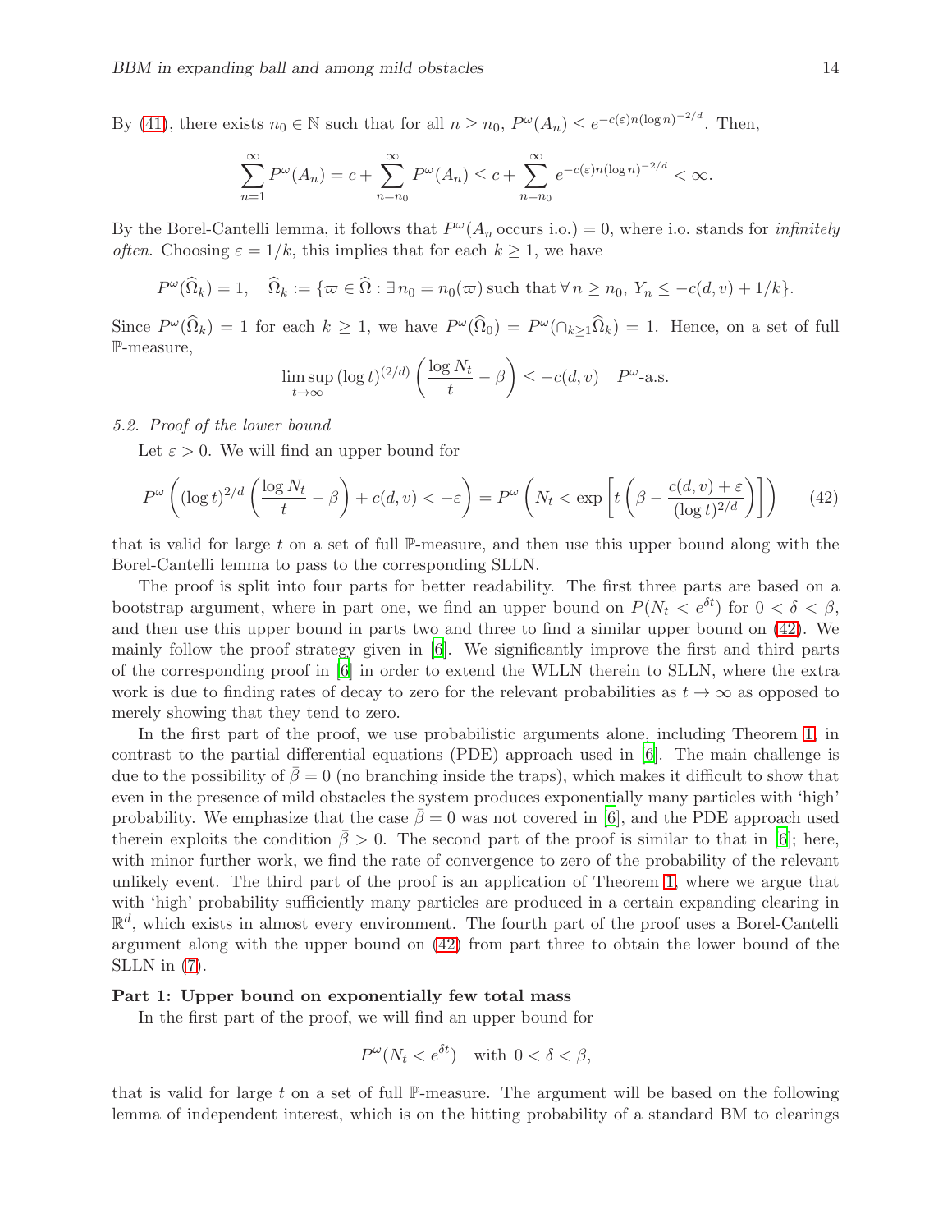By (41), there exists $n_0 \in \mathbb{N}$ such that for all $n \geq n_0$, $P^\omega(A_n) \leq e^{-c(\varepsilon)n(\log n)^{-2/d}}$. Then,

$$\sum_{n=1}^{\infty} P^\omega(A_n) = c + \sum_{n=n_0}^{\infty} P^\omega(A_n) \leq c + \sum_{n=n_0}^{\infty} e^{-c(\varepsilon)n(\log n)^{-2/d}} < \infty.$$

By the Borel-Cantelli lemma, it follows that $P^\omega(A_n \text{ occurs i.o.}) = 0$, where i.o. stands for *infinitely often*. Choosing $\varepsilon = 1/k$, this implies that for each $k \geq 1$, we have

$$P^\omega(\widehat{\Omega}_k) = 1, \quad \widehat{\Omega}_k := \{\varpi \in \widehat{\Omega} : \exists\, n_0 = n_0(\varpi) \text{ such that } \forall\, n \geq n_0,\ Y_n \leq -c(d,v) + 1/k\}.$$

Since $P^\omega(\widehat{\Omega}_k) = 1$ for each $k \geq 1$, we have $P^\omega(\widehat{\Omega}_0) = P^\omega(\cap_{k\geq 1}\widehat{\Omega}_k) = 1$. Hence, on a set of full $\mathbb{P}$-measure,

$$\limsup_{t\to\infty} (\log t)^{(2/d)} \left(\frac{\log N_t}{t} - \beta\right) \leq -c(d,v) \quad P^\omega\text{-a.s.}$$

### 5.2. Proof of the lower bound

Let $\varepsilon > 0$. We will find an upper bound for

$$P^\omega\left((\log t)^{2/d}\left(\frac{\log N_t}{t} - \beta\right) + c(d,v) < -\varepsilon\right) = P^\omega\left(N_t < \exp\left[t\left(\beta - \frac{c(d,v)+\varepsilon}{(\log t)^{2/d}}\right)\right]\right) \tag{42}$$

that is valid for large $t$ on a set of full $\mathbb{P}$-measure, and then use this upper bound along with the Borel-Cantelli lemma to pass to the corresponding SLLN.

The proof is split into four parts for better readability. The first three parts are based on a bootstrap argument, where in part one, we find an upper bound on $P(N_t < e^{\delta t})$ for $0 < \delta < \beta$, and then use this upper bound in parts two and three to find a similar upper bound on (42). We mainly follow the proof strategy given in [6]. We significantly improve the first and third parts of the corresponding proof in [6] in order to extend the WLLN therein to SLLN, where the extra work is due to finding rates of decay to zero for the relevant probabilities as $t \to \infty$ as opposed to merely showing that they tend to zero.

In the first part of the proof, we use probabilistic arguments alone, including Theorem 1, in contrast to the partial differential equations (PDE) approach used in [6]. The main challenge is due to the possibility of $\bar{\beta} = 0$ (no branching inside the traps), which makes it difficult to show that even in the presence of mild obstacles the system produces exponentially many particles with 'high' probability. We emphasize that the case $\bar{\beta} = 0$ was not covered in [6], and the PDE approach used therein exploits the condition $\bar{\beta} > 0$. The second part of the proof is similar to that in [6]; here, with minor further work, we find the rate of convergence to zero of the probability of the relevant unlikely event. The third part of the proof is an application of Theorem 1, where we argue that with 'high' probability sufficiently many particles are produced in a certain expanding clearing in $\mathbb{R}^d$, which exists in almost every environment. The fourth part of the proof uses a Borel-Cantelli argument along with the upper bound on (42) from part three to obtain the lower bound of the SLLN in (7).

**Part 1: Upper bound on exponentially few total mass**

In the first part of the proof, we will find an upper bound for

$$P^\omega(N_t < e^{\delta t}) \quad \text{with } 0 < \delta < \beta,$$

that is valid for large $t$ on a set of full $\mathbb{P}$-measure. The argument will be based on the following lemma of independent interest, which is on the hitting probability of a standard BM to clearings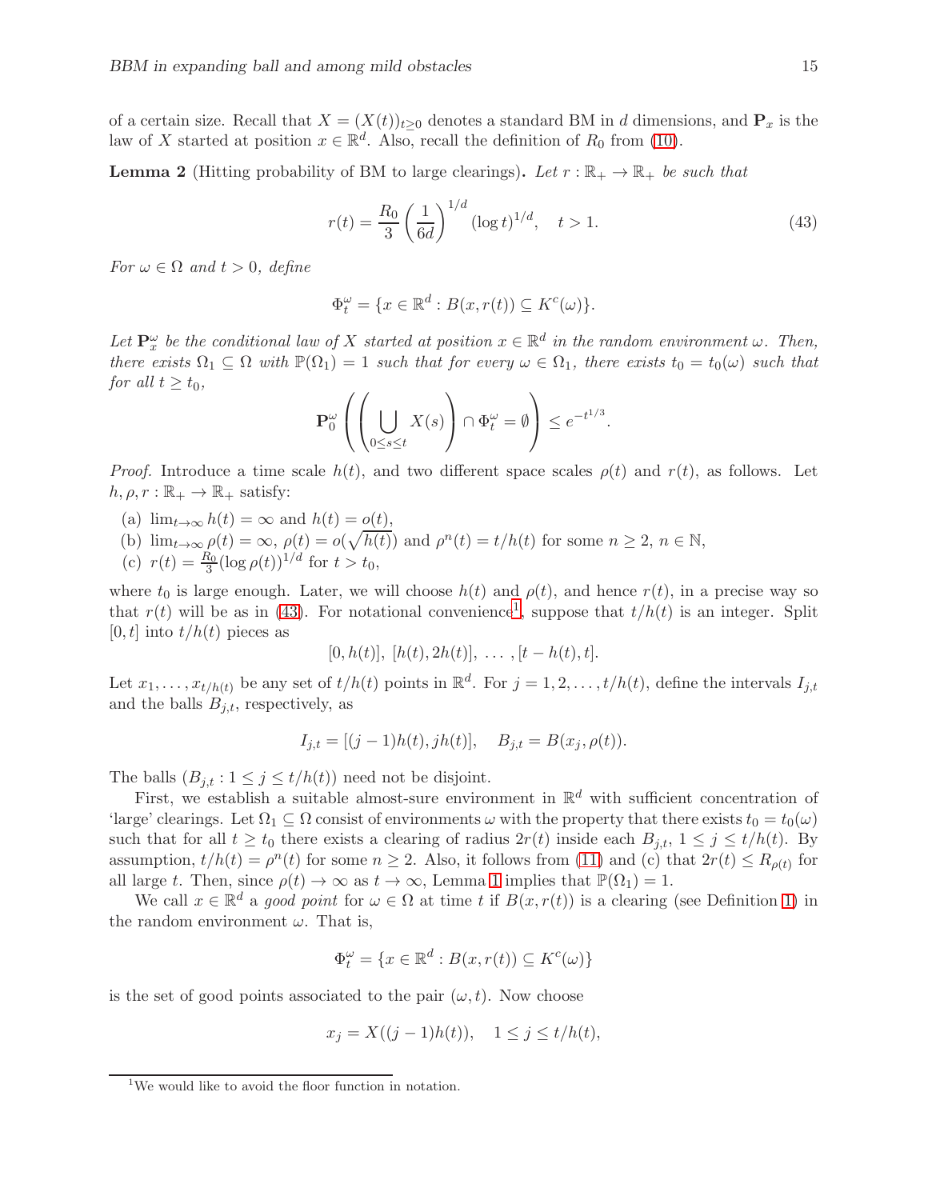of a certain size. Recall that $X = (X(t))_{t\geq 0}$ denotes a standard BM in $d$ dimensions, and $\mathbf{P}_x$ is the law of $X$ started at position $x \in \mathbb{R}^d$. Also, recall the definition of $R_0$ from (10).

**Lemma 2** (Hitting probability of BM to large clearings)**.** *Let $r : \mathbb{R}_+ \to \mathbb{R}_+$ be such that*

$$r(t) = \frac{R_0}{3}\left(\frac{1}{6d}\right)^{1/d}(\log t)^{1/d}, \quad t > 1. \tag{43}$$

*For $\omega \in \Omega$ and $t > 0$, define*

$$\Phi_t^\omega = \{x \in \mathbb{R}^d : B(x, r(t)) \subseteq K^c(\omega)\}.$$

*Let $\mathbf{P}_x^\omega$ be the conditional law of $X$ started at position $x \in \mathbb{R}^d$ in the random environment $\omega$. Then, there exists $\Omega_1 \subseteq \Omega$ with $\mathbb{P}(\Omega_1) = 1$ such that for every $\omega \in \Omega_1$, there exists $t_0 = t_0(\omega)$ such that for all $t \geq t_0$,*

$$\mathbf{P}_0^\omega\left(\left(\bigcup_{0\leq s\leq t} X(s)\right) \cap \Phi_t^\omega = \emptyset\right) \leq e^{-t^{1/3}}.$$

*Proof.* Introduce a time scale $h(t)$, and two different space scales $\rho(t)$ and $r(t)$, as follows. Let $h, \rho, r : \mathbb{R}_+ \to \mathbb{R}_+$ satisfy:

(a) $\lim_{t\to\infty} h(t) = \infty$ and $h(t) = o(t)$,

(b) $\lim_{t\to\infty} \rho(t) = \infty$, $\rho(t) = o(\sqrt{h(t)})$ and $\rho^n(t) = t/h(t)$ for some $n \geq 2$, $n \in \mathbb{N}$,

(c) $r(t) = \frac{R_0}{3}(\log \rho(t))^{1/d}$ for $t > t_0$,

where $t_0$ is large enough. Later, we will choose $h(t)$ and $\rho(t)$, and hence $r(t)$, in a precise way so that $r(t)$ will be as in (43). For notational convenience[1], suppose that $t/h(t)$ is an integer. Split $[0, t]$ into $t/h(t)$ pieces as

$$[0, h(t)],\ [h(t), 2h(t)],\ \ldots, [t - h(t), t].$$

Let $x_1, \ldots, x_{t/h(t)}$ be any set of $t/h(t)$ points in $\mathbb{R}^d$. For $j = 1, 2, \ldots, t/h(t)$, define the intervals $I_{j,t}$ and the balls $B_{j,t}$, respectively, as

$$I_{j,t} = [(j-1)h(t), jh(t)], \quad B_{j,t} = B(x_j, \rho(t)).$$

The balls $(B_{j,t} : 1 \leq j \leq t/h(t))$ need not be disjoint.

First, we establish a suitable almost-sure environment in $\mathbb{R}^d$ with sufficient concentration of 'large' clearings. Let $\Omega_1 \subseteq \Omega$ consist of environments $\omega$ with the property that there exists $t_0 = t_0(\omega)$ such that for all $t \geq t_0$ there exists a clearing of radius $2r(t)$ inside each $B_{j,t}$, $1 \leq j \leq t/h(t)$. By assumption, $t/h(t) = \rho^n(t)$ for some $n \geq 2$. Also, it follows from (11) and (c) that $2r(t) \leq R_{\rho(t)}$ for all large $t$. Then, since $\rho(t) \to \infty$ as $t \to \infty$, Lemma 1 implies that $\mathbb{P}(\Omega_1) = 1$.

We call $x \in \mathbb{R}^d$ a *good point* for $\omega \in \Omega$ at time $t$ if $B(x, r(t))$ is a clearing (see Definition 1) in the random environment $\omega$. That is,

$$\Phi_t^\omega = \{x \in \mathbb{R}^d : B(x, r(t)) \subseteq K^c(\omega)\}$$

is the set of good points associated to the pair $(\omega, t)$. Now choose

$$x_j = X((j-1)h(t)), \quad 1 \leq j \leq t/h(t),$$

[1] We would like to avoid the floor function in notation.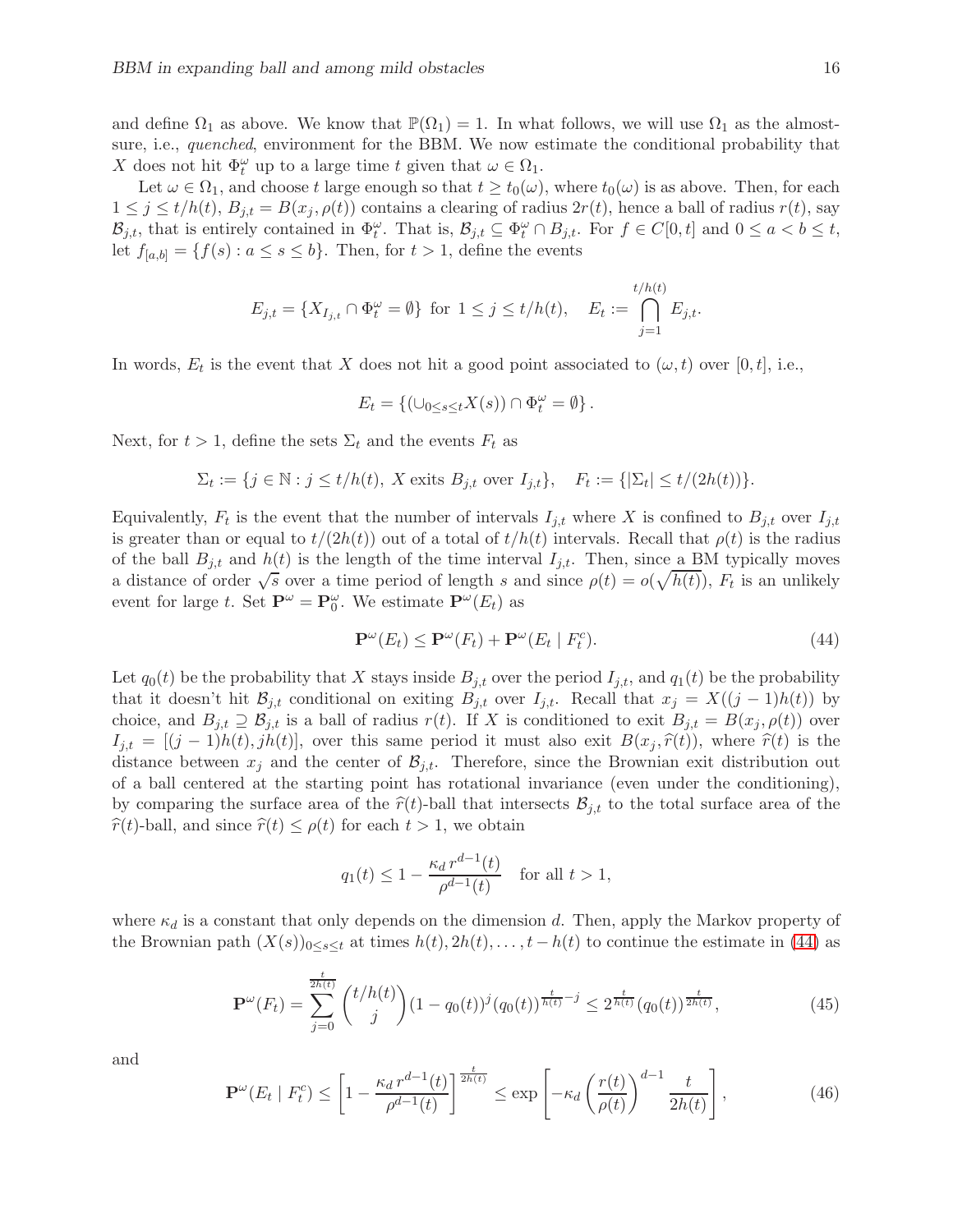and define $\Omega_1$ as above. We know that $\mathbb{P}(\Omega_1) = 1$. In what follows, we will use $\Omega_1$ as the almost-sure, i.e., *quenched*, environment for the BBM. We now estimate the conditional probability that $X$ does not hit $\Phi_t^\omega$ up to a large time $t$ given that $\omega \in \Omega_1$.

Let $\omega \in \Omega_1$, and choose $t$ large enough so that $t \geq t_0(\omega)$, where $t_0(\omega)$ is as above. Then, for each $1 \leq j \leq t/h(t)$, $B_{j,t} = B(x_j, \rho(t))$ contains a clearing of radius $2r(t)$, hence a ball of radius $r(t)$, say $\mathcal{B}_{j,t}$, that is entirely contained in $\Phi_t^\omega$. That is, $\mathcal{B}_{j,t} \subseteq \Phi_t^\omega \cap B_{j,t}$. For $f \in C[0,t]$ and $0 \leq a < b \leq t$, let $f_{[a,b]} = \{f(s) : a \leq s \leq b\}$. Then, for $t > 1$, define the events

$$E_{j,t} = \{X_{I_{j,t}} \cap \Phi_t^\omega = \emptyset\} \text{ for } 1 \leq j \leq t/h(t), \quad E_t := \bigcap_{j=1}^{t/h(t)} E_{j,t}.$$

In words, $E_t$ is the event that $X$ does not hit a good point associated to $(\omega, t)$ over $[0,t]$, i.e.,

$$E_t = \left\{ (\cup_{0 \leq s \leq t} X(s)) \cap \Phi_t^\omega = \emptyset \right\}.$$

Next, for $t > 1$, define the sets $\Sigma_t$ and the events $F_t$ as

$$\Sigma_t := \{j \in \mathbb{N} : j \leq t/h(t),\ X \text{ exits } B_{j,t} \text{ over } I_{j,t}\}, \quad F_t := \{|\Sigma_t| \leq t/(2h(t))\}.$$

Equivalently, $F_t$ is the event that the number of intervals $I_{j,t}$ where $X$ is confined to $B_{j,t}$ over $I_{j,t}$ is greater than or equal to $t/(2h(t))$ out of a total of $t/h(t)$ intervals. Recall that $\rho(t)$ is the radius of the ball $B_{j,t}$ and $h(t)$ is the length of the time interval $I_{j,t}$. Then, since a BM typically moves a distance of order $\sqrt{s}$ over a time period of length $s$ and since $\rho(t) = o(\sqrt{h(t)})$, $F_t$ is an unlikely event for large $t$. Set $\mathbf{P}^\omega = \mathbf{P}_0^\omega$. We estimate $\mathbf{P}^\omega(E_t)$ as

$$\mathbf{P}^\omega(E_t) \leq \mathbf{P}^\omega(F_t) + \mathbf{P}^\omega(E_t \mid F_t^c). \tag{44}$$

Let $q_0(t)$ be the probability that $X$ stays inside $B_{j,t}$ over the period $I_{j,t}$, and $q_1(t)$ be the probability that it doesn't hit $\mathcal{B}_{j,t}$ conditional on exiting $B_{j,t}$ over $I_{j,t}$. Recall that $x_j = X((j-1)h(t))$ by choice, and $B_{j,t} \supseteq \mathcal{B}_{j,t}$ is a ball of radius $r(t)$. If $X$ is conditioned to exit $B_{j,t} = B(x_j, \rho(t))$ over $I_{j,t} = [(j-1)h(t), jh(t)]$, over this same period it must also exit $B(x_j, \widehat{r}(t))$, where $\widehat{r}(t)$ is the distance between $x_j$ and the center of $\mathcal{B}_{j,t}$. Therefore, since the Brownian exit distribution out of a ball centered at the starting point has rotational invariance (even under the conditioning), by comparing the surface area of the $\widehat{r}(t)$-ball that intersects $\mathcal{B}_{j,t}$ to the total surface area of the $\widehat{r}(t)$-ball, and since $\widehat{r}(t) \leq \rho(t)$ for each $t > 1$, we obtain

$$q_1(t) \leq 1 - \frac{\kappa_d \, r^{d-1}(t)}{\rho^{d-1}(t)} \quad \text{for all } t > 1,$$

where $\kappa_d$ is a constant that only depends on the dimension $d$. Then, apply the Markov property of the Brownian path $(X(s))_{0 \leq s \leq t}$ at times $h(t), 2h(t), \ldots, t - h(t)$ to continue the estimate in (44) as

$$\mathbf{P}^\omega(F_t) = \sum_{j=0}^{\frac{t}{2h(t)}} \binom{t/h(t)}{j} (1 - q_0(t))^j (q_0(t))^{\frac{t}{h(t)} - j} \leq 2^{\frac{t}{h(t)}} (q_0(t))^{\frac{t}{2h(t)}}, \tag{45}$$

and

$$\mathbf{P}^\omega(E_t \mid F_t^c) \leq \left[1 - \frac{\kappa_d \, r^{d-1}(t)}{\rho^{d-1}(t)}\right]^{\frac{t}{2h(t)}} \leq \exp\left[-\kappa_d \left(\frac{r(t)}{\rho(t)}\right)^{d-1} \frac{t}{2h(t)}\right], \tag{46}$$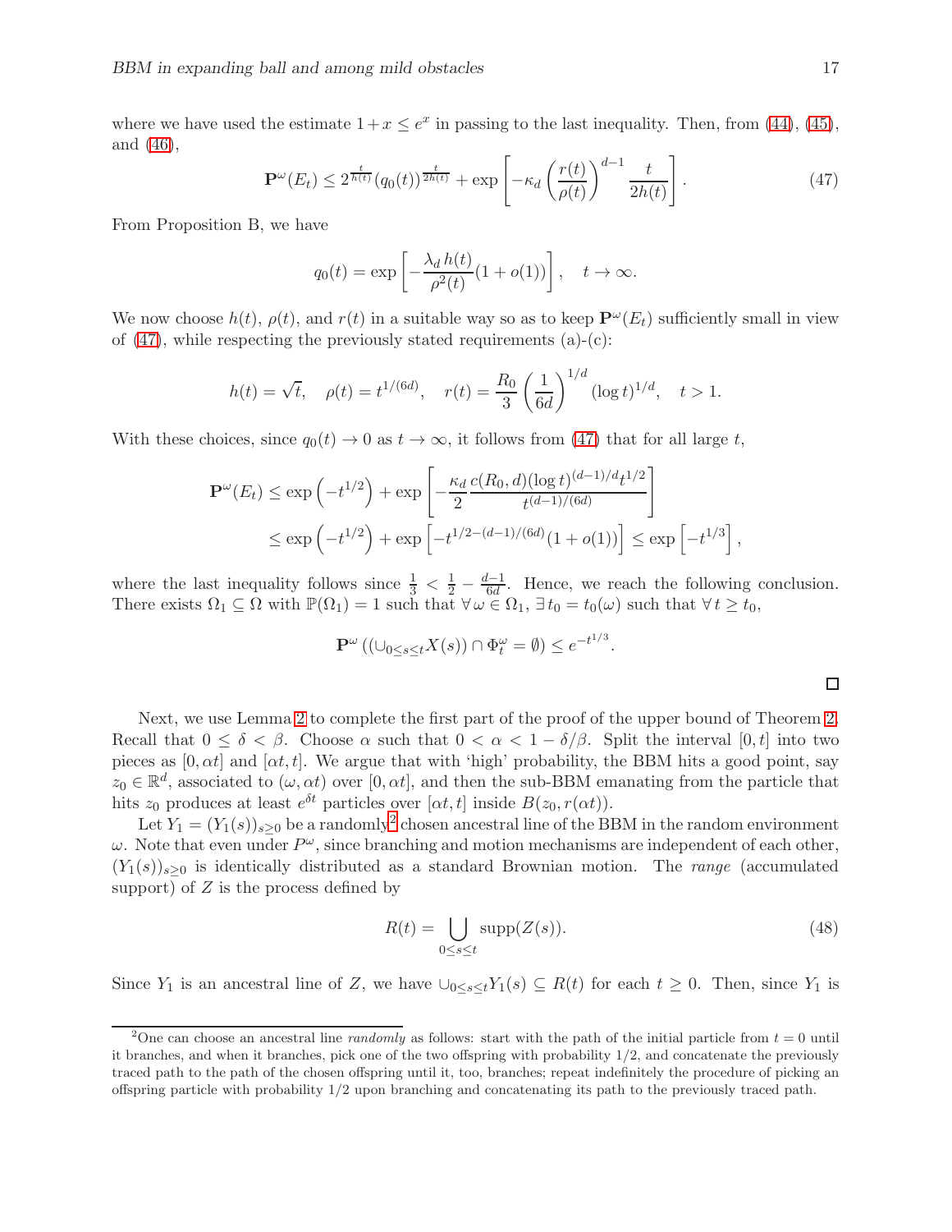where we have used the estimate $1+x \le e^x$ in passing to the last inequality. Then, from (44), (45), and (46),

$$\mathbf{P}^\omega(E_t) \le 2^{\frac{t}{h(t)}} (q_0(t))^{\frac{t}{2h(t)}} + \exp\left[-\kappa_d \left(\frac{r(t)}{\rho(t)}\right)^{d-1} \frac{t}{2h(t)}\right]. \tag{47}$$

From Proposition B, we have

$$q_0(t) = \exp\left[-\frac{\lambda_d\, h(t)}{\rho^2(t)}(1+o(1))\right], \quad t \to \infty.$$

We now choose $h(t)$, $\rho(t)$, and $r(t)$ in a suitable way so as to keep $\mathbf{P}^\omega(E_t)$ sufficiently small in view of (47), while respecting the previously stated requirements (a)-(c):

$$h(t) = \sqrt{t}, \quad \rho(t) = t^{1/(6d)}, \quad r(t) = \frac{R_0}{3}\left(\frac{1}{6d}\right)^{1/d} (\log t)^{1/d}, \quad t > 1.$$

With these choices, since $q_0(t) \to 0$ as $t \to \infty$, it follows from (47) that for all large $t$,

$$\begin{aligned}
\mathbf{P}^\omega(E_t) &\le \exp\left(-t^{1/2}\right) + \exp\left[-\frac{\kappa_d}{2} \frac{c(R_0,d)(\log t)^{(d-1)/d} t^{1/2}}{t^{(d-1)/(6d)}}\right] \\
&\le \exp\left(-t^{1/2}\right) + \exp\left[-t^{1/2-(d-1)/(6d)}(1+o(1))\right] \le \exp\left[-t^{1/3}\right],
\end{aligned}$$

where the last inequality follows since $\frac{1}{3} < \frac{1}{2} - \frac{d-1}{6d}$. Hence, we reach the following conclusion. There exists $\Omega_1 \subseteq \Omega$ with $\mathbb{P}(\Omega_1) = 1$ such that $\forall\, \omega \in \Omega_1$, $\exists\, t_0 = t_0(\omega)$ such that $\forall\, t \ge t_0$,

$$\mathbf{P}^\omega\left(\left(\cup_{0 \le s \le t} X(s)\right) \cap \Phi_t^\omega = \emptyset\right) \le e^{-t^{1/3}}.$$

□

Next, we use Lemma 2 to complete the first part of the proof of the upper bound of Theorem 2. Recall that $0 \le \delta < \beta$. Choose $\alpha$ such that $0 < \alpha < 1 - \delta/\beta$. Split the interval $[0,t]$ into two pieces as $[0,\alpha t]$ and $[\alpha t, t]$. We argue that with 'high' probability, the BBM hits a good point, say $z_0 \in \mathbb{R}^d$, associated to $(\omega, \alpha t)$ over $[0, \alpha t]$, and then the sub-BBM emanating from the particle that hits $z_0$ produces at least $e^{\delta t}$ particles over $[\alpha t, t]$ inside $B(z_0, r(\alpha t))$.

Let $Y_1 = (Y_1(s))_{s \ge 0}$ be a randomly[2] chosen ancestral line of the BBM in the random environment $\omega$. Note that even under $P^\omega$, since branching and motion mechanisms are independent of each other, $(Y_1(s))_{s\ge 0}$ is identically distributed as a standard Brownian motion. The *range* (accumulated support) of $Z$ is the process defined by

$$R(t) = \bigcup_{0 \le s \le t} \mathrm{supp}(Z(s)). \tag{48}$$

Since $Y_1$ is an ancestral line of $Z$, we have $\cup_{0\le s\le t} Y_1(s) \subseteq R(t)$ for each $t \ge 0$. Then, since $Y_1$ is

[2] One can choose an ancestral line *randomly* as follows: start with the path of the initial particle from $t = 0$ until it branches, and when it branches, pick one of the two offspring with probability 1/2, and concatenate the previously traced path to the path of the chosen offspring until it, too, branches; repeat indefinitely the procedure of picking an offspring particle with probability 1/2 upon branching and concatenating its path to the previously traced path.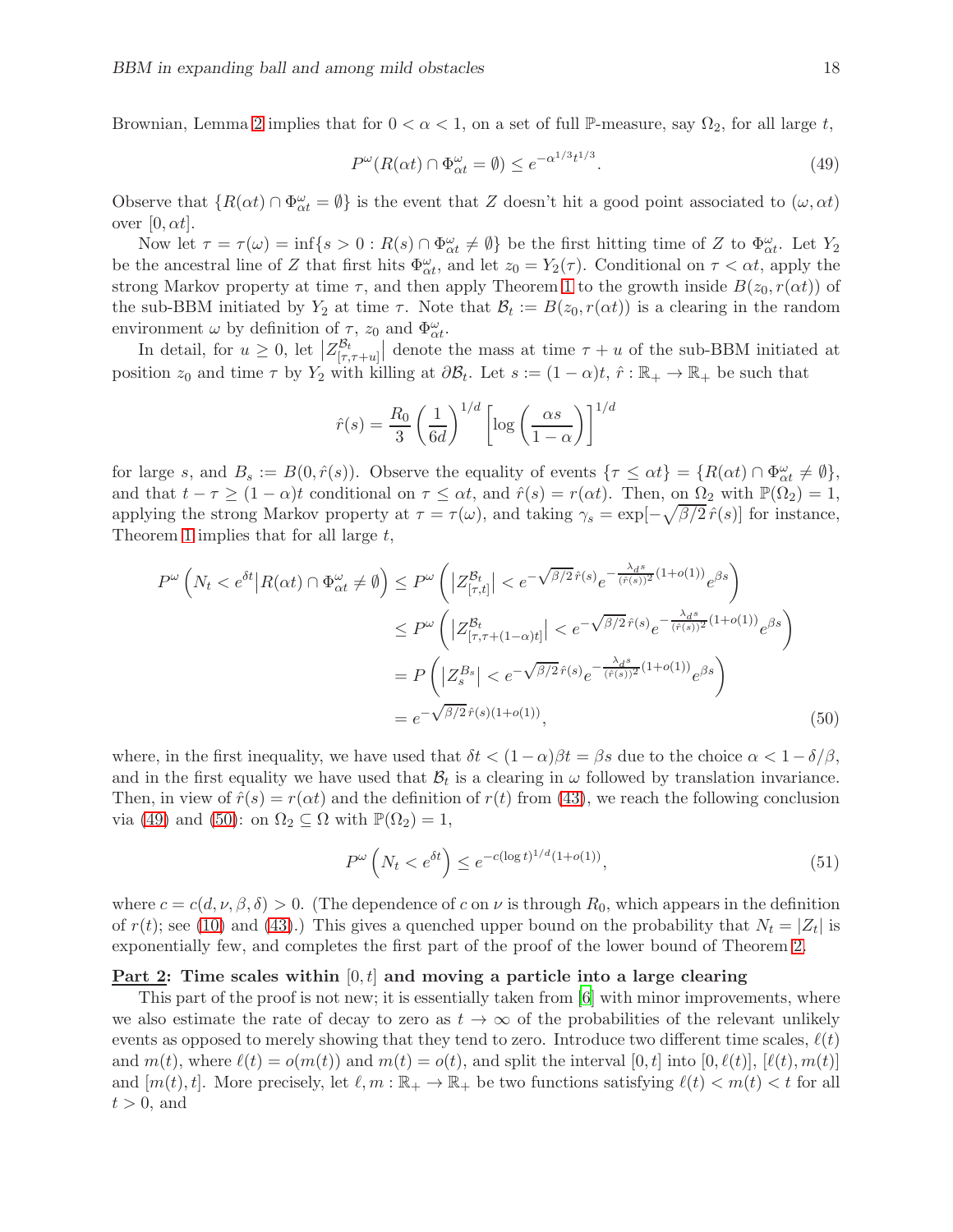Brownian, Lemma 2 implies that for $0 < \alpha < 1$, on a set of full $\mathbb{P}$-measure, say $\Omega_2$, for all large $t$,

$$P^\omega(R(\alpha t) \cap \Phi^\omega_{\alpha t} = \emptyset) \le e^{-\alpha^{1/3} t^{1/3}}. \tag{49}$$

Observe that $\{R(\alpha t) \cap \Phi^\omega_{\alpha t} = \emptyset\}$ is the event that $Z$ doesn't hit a good point associated to $(\omega, \alpha t)$ over $[0, \alpha t]$.

Now let $\tau = \tau(\omega) = \inf\{s > 0 : R(s) \cap \Phi^\omega_{\alpha t} \neq \emptyset\}$ be the first hitting time of $Z$ to $\Phi^\omega_{\alpha t}$. Let $Y_2$ be the ancestral line of $Z$ that first hits $\Phi^\omega_{\alpha t}$, and let $z_0 = Y_2(\tau)$. Conditional on $\tau < \alpha t$, apply the strong Markov property at time $\tau$, and then apply Theorem 1 to the growth inside $B(z_0, r(\alpha t))$ of the sub-BBM initiated by $Y_2$ at time $\tau$. Note that $\mathcal{B}_t := B(z_0, r(\alpha t))$ is a clearing in the random environment $\omega$ by definition of $\tau$, $z_0$ and $\Phi^\omega_{\alpha t}$.

In detail, for $u \ge 0$, let $\left|Z^{\mathcal{B}_t}_{[\tau, \tau+u]}\right|$ denote the mass at time $\tau + u$ of the sub-BBM initiated at position $z_0$ and time $\tau$ by $Y_2$ with killing at $\partial \mathcal{B}_t$. Let $s := (1-\alpha)t$, $\hat{r} : \mathbb{R}_+ \to \mathbb{R}_+$ be such that

$$\hat{r}(s) = \frac{R_0}{3}\left(\frac{1}{6d}\right)^{1/d}\left[\log\left(\frac{\alpha s}{1-\alpha}\right)\right]^{1/d}$$

for large $s$, and $B_s := B(0, \hat{r}(s))$. Observe the equality of events $\{\tau \le \alpha t\} = \{R(\alpha t) \cap \Phi^\omega_{\alpha t} \neq \emptyset\}$, and that $t - \tau \ge (1-\alpha)t$ conditional on $\tau \le \alpha t$, and $\hat{r}(s) = r(\alpha t)$. Then, on $\Omega_2$ with $\mathbb{P}(\Omega_2) = 1$, applying the strong Markov property at $\tau = \tau(\omega)$, and taking $\gamma_s = \exp[-\sqrt{\beta/2}\,\hat{r}(s)]$ for instance, Theorem 1 implies that for all large $t$,

$$\begin{aligned}
P^\omega\left(N_t < e^{\delta t} \,\middle|\, R(\alpha t) \cap \Phi^\omega_{\alpha t} \neq \emptyset\right) &\le P^\omega\left(\left|Z^{\mathcal{B}_t}_{[\tau,t]}\right| < e^{-\sqrt{\beta/2}\,\hat{r}(s)} e^{-\frac{\lambda_d s}{(\hat{r}(s))^2}(1+o(1))} e^{\beta s}\right) \\
&\le P^\omega\left(\left|Z^{\mathcal{B}_t}_{[\tau,\tau+(1-\alpha)t]}\right| < e^{-\sqrt{\beta/2}\,\hat{r}(s)} e^{-\frac{\lambda_d s}{(\hat{r}(s))^2}(1+o(1))} e^{\beta s}\right) \\
&= P\left(\left|Z^{B_s}_s\right| < e^{-\sqrt{\beta/2}\,\hat{r}(s)} e^{-\frac{\lambda_d s}{(\hat{r}(s))^2}(1+o(1))} e^{\beta s}\right) \\
&= e^{-\sqrt{\beta/2}\,\hat{r}(s)(1+o(1))},
\end{aligned} \tag{50}$$

where, in the first inequality, we have used that $\delta t < (1-\alpha)\beta t = \beta s$ due to the choice $\alpha < 1 - \delta/\beta$, and in the first equality we have used that $\mathcal{B}_t$ is a clearing in $\omega$ followed by translation invariance. Then, in view of $\hat{r}(s) = r(\alpha t)$ and the definition of $r(t)$ from (43), we reach the following conclusion via (49) and (50): on $\Omega_2 \subseteq \Omega$ with $\mathbb{P}(\Omega_2) = 1$,

$$P^\omega\left(N_t < e^{\delta t}\right) \le e^{-c(\log t)^{1/d}(1+o(1))}, \tag{51}$$

where $c = c(d, \nu, \beta, \delta) > 0$. (The dependence of $c$ on $\nu$ is through $R_0$, which appears in the definition of $r(t)$; see (10) and (43).) This gives a quenched upper bound on the probability that $N_t = |Z_t|$ is exponentially few, and completes the first part of the proof of the lower bound of Theorem 2.

**Part 2: Time scales within $[0, t]$ and moving a particle into a large clearing**

This part of the proof is not new; it is essentially taken from [6] with minor improvements, where we also estimate the rate of decay to zero as $t \to \infty$ of the probabilities of the relevant unlikely events as opposed to merely showing that they tend to zero. Introduce two different time scales, $\ell(t)$ and $m(t)$, where $\ell(t) = o(m(t))$ and $m(t) = o(t)$, and split the interval $[0, t]$ into $[0, \ell(t)]$, $[\ell(t), m(t)]$ and $[m(t), t]$. More precisely, let $\ell, m : \mathbb{R}_+ \to \mathbb{R}_+$ be two functions satisfying $\ell(t) < m(t) < t$ for all $t > 0$, and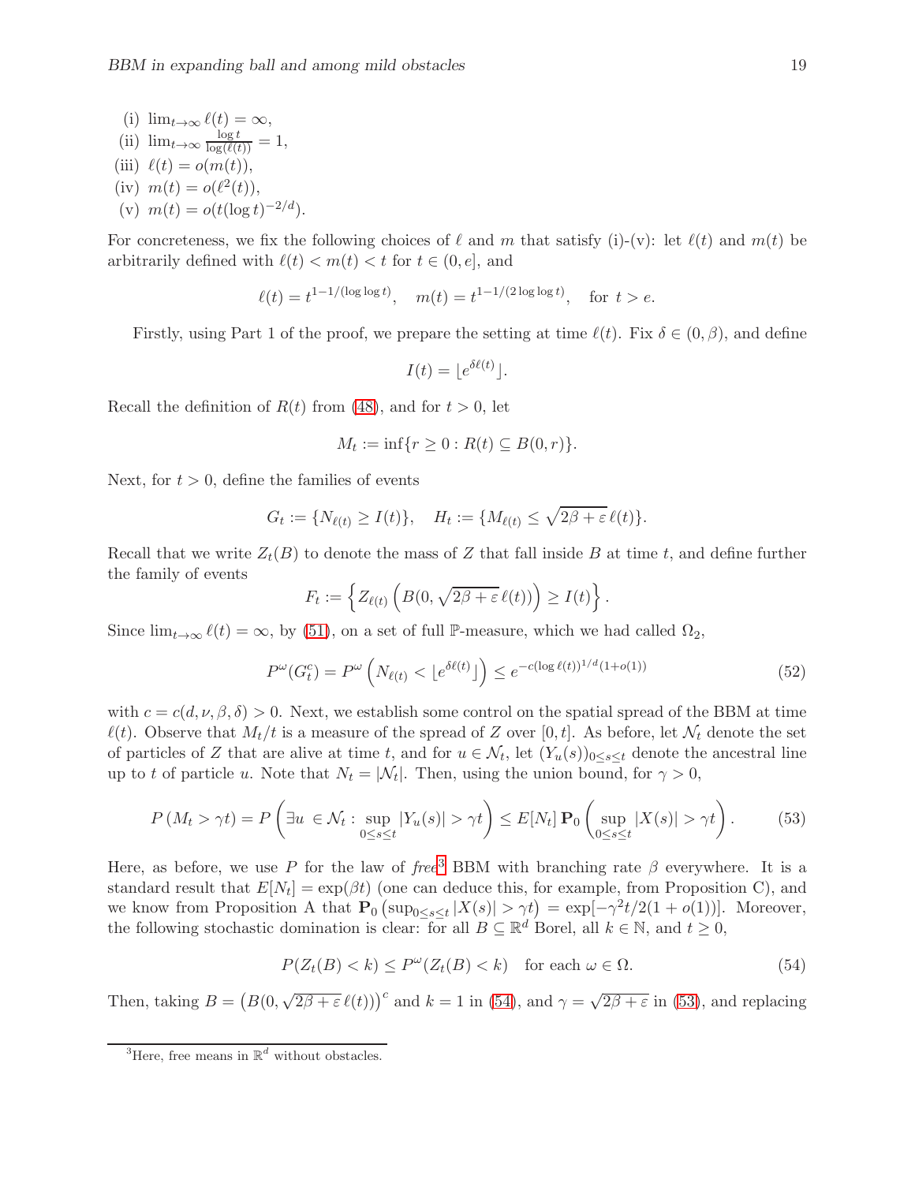(i) $\lim_{t\to\infty} \ell(t) = \infty$,
(ii) $\lim_{t\to\infty} \frac{\log t}{\log(\ell(t))} = 1$,
(iii) $\ell(t) = o(m(t))$,
(iv) $m(t) = o(\ell^2(t))$,
(v) $m(t) = o(t(\log t)^{-2/d})$.

For concreteness, we fix the following choices of $\ell$ and $m$ that satisfy (i)-(v): let $\ell(t)$ and $m(t)$ be arbitrarily defined with $\ell(t) < m(t) < t$ for $t \in (0, e]$, and

$$\ell(t) = t^{1-1/(\log\log t)}, \quad m(t) = t^{1-1/(2\log\log t)}, \quad \text{for } t > e.$$

Firstly, using Part 1 of the proof, we prepare the setting at time $\ell(t)$. Fix $\delta \in (0, \beta)$, and define

$$I(t) = \lfloor e^{\delta \ell(t)} \rfloor.$$

Recall the definition of $R(t)$ from (48), and for $t > 0$, let

$$M_t := \inf\{r \geq 0 : R(t) \subseteq B(0, r)\}.$$

Next, for $t > 0$, define the families of events

$$G_t := \{N_{\ell(t)} \geq I(t)\}, \quad H_t := \{M_{\ell(t)} \leq \sqrt{2\beta + \varepsilon}\, \ell(t)\}.$$

Recall that we write $Z_t(B)$ to denote the mass of $Z$ that fall inside $B$ at time $t$, and define further the family of events

$$F_t := \left\{ Z_{\ell(t)}\left(B(0, \sqrt{2\beta+\varepsilon}\, \ell(t))\right) \geq I(t) \right\}.$$

Since $\lim_{t\to\infty} \ell(t) = \infty$, by (51), on a set of full $\mathbb{P}$-measure, which we had called $\Omega_2$,

$$P^\omega(G_t^c) = P^\omega\left(N_{\ell(t)} < \lfloor e^{\delta\ell(t)} \rfloor\right) \leq e^{-c(\log \ell(t))^{1/d}(1+o(1))} \tag{52}$$

with $c = c(d, \nu, \beta, \delta) > 0$. Next, we establish some control on the spatial spread of the BBM at time $\ell(t)$. Observe that $M_t/t$ is a measure of the spread of $Z$ over $[0, t]$. As before, let $\mathcal{N}_t$ denote the set of particles of $Z$ that are alive at time $t$, and for $u \in \mathcal{N}_t$, let $(Y_u(s))_{0\leq s\leq t}$ denote the ancestral line up to $t$ of particle $u$. Note that $N_t = |\mathcal{N}_t|$. Then, using the union bound, for $\gamma > 0$,

$$P(M_t > \gamma t) = P\left(\exists u \in \mathcal{N}_t : \sup_{0\leq s\leq t} |Y_u(s)| > \gamma t\right) \leq E[N_t]\, \mathbf{P}_0\left(\sup_{0\leq s\leq t} |X(s)| > \gamma t\right). \tag{53}$$

Here, as before, we use $P$ for the law of *free*[3] BBM with branching rate $\beta$ everywhere. It is a standard result that $E[N_t] = \exp(\beta t)$ (one can deduce this, for example, from Proposition C), and we know from Proposition A that $\mathbf{P}_0\left(\sup_{0\leq s\leq t} |X(s)| > \gamma t\right) = \exp[-\gamma^2 t/2(1 + o(1))]$. Moreover, the following stochastic domination is clear: for all $B \subseteq \mathbb{R}^d$ Borel, all $k \in \mathbb{N}$, and $t \geq 0$,

$$P(Z_t(B) < k) \leq P^\omega(Z_t(B) < k) \quad \text{for each } \omega \in \Omega. \tag{54}$$

Then, taking $B = \left(B(0, \sqrt{2\beta+\varepsilon}\, \ell(t))\right)^c$ and $k = 1$ in (54), and $\gamma = \sqrt{2\beta+\varepsilon}$ in (53), and replacing

[3] Here, free means in $\mathbb{R}^d$ without obstacles.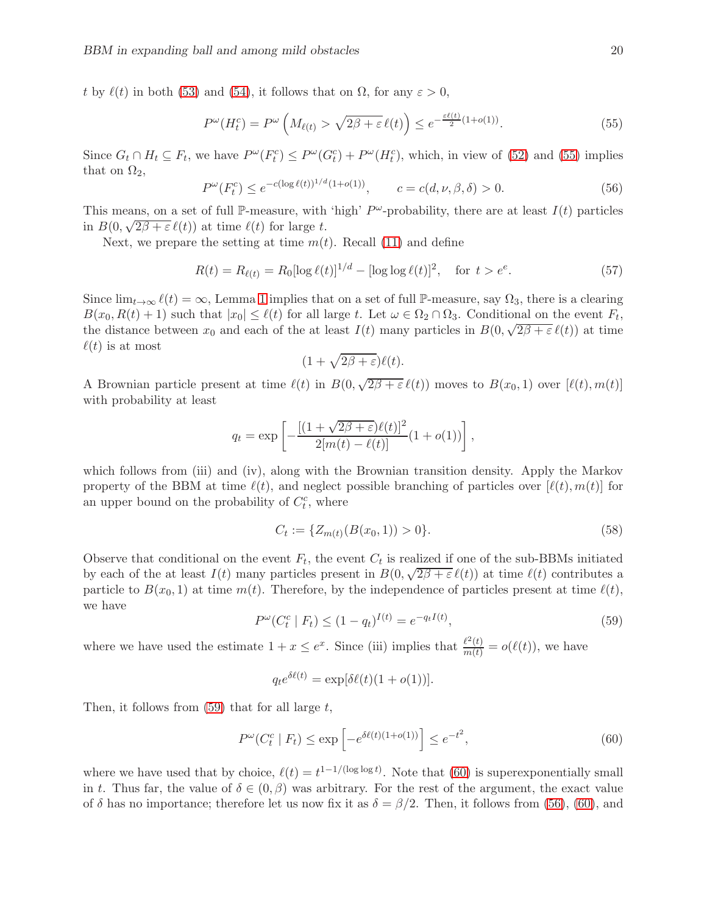$t$ by $\ell(t)$ in both (53) and (54), it follows that on $\Omega$, for any $\varepsilon > 0$,

$$P^\omega(H_t^c) = P^\omega\left(M_{\ell(t)} > \sqrt{2\beta+\varepsilon}\,\ell(t)\right) \le e^{-\frac{\varepsilon\ell(t)}{2}(1+o(1))}. \tag{55}$$

Since $G_t \cap H_t \subseteq F_t$, we have $P^\omega(F_t^c) \le P^\omega(G_t^c) + P^\omega(H_t^c)$, which, in view of (52) and (55) implies that on $\Omega_2$,

$$P^\omega(F_t^c) \le e^{-c(\log \ell(t))^{1/d}(1+o(1))}, \qquad c = c(d,\nu,\beta,\delta) > 0. \tag{56}$$

This means, on a set of full $\mathbb{P}$-measure, with 'high' $P^\omega$-probability, there are at least $I(t)$ particles in $B(0, \sqrt{2\beta+\varepsilon}\,\ell(t))$ at time $\ell(t)$ for large $t$.

Next, we prepare the setting at time $m(t)$. Recall (11) and define

$$R(t) = R_{\ell(t)} = R_0[\log \ell(t)]^{1/d} - [\log\log \ell(t)]^2, \quad \text{for } t > e^e. \tag{57}$$

Since $\lim_{t\to\infty} \ell(t) = \infty$, Lemma 1 implies that on a set of full $\mathbb{P}$-measure, say $\Omega_3$, there is a clearing $B(x_0, R(t)+1)$ such that $|x_0| \le \ell(t)$ for all large $t$. Let $\omega \in \Omega_2 \cap \Omega_3$. Conditional on the event $F_t$, the distance between $x_0$ and each of the at least $I(t)$ many particles in $B(0, \sqrt{2\beta+\varepsilon}\,\ell(t))$ at time $\ell(t)$ is at most

$$(1+\sqrt{2\beta+\varepsilon})\ell(t).$$

A Brownian particle present at time $\ell(t)$ in $B(0, \sqrt{2\beta+\varepsilon}\,\ell(t))$ moves to $B(x_0, 1)$ over $[\ell(t), m(t)]$ with probability at least

$$q_t = \exp\left[-\frac{[(1+\sqrt{2\beta+\varepsilon})\ell(t)]^2}{2[m(t)-\ell(t)]}(1+o(1))\right],$$

which follows from (iii) and (iv), along with the Brownian transition density. Apply the Markov property of the BBM at time $\ell(t)$, and neglect possible branching of particles over $[\ell(t), m(t)]$ for an upper bound on the probability of $C_t^c$, where

$$C_t := \{Z_{m(t)}(B(x_0,1)) > 0\}. \tag{58}$$

Observe that conditional on the event $F_t$, the event $C_t$ is realized if one of the sub-BBMs initiated by each of the at least $I(t)$ many particles present in $B(0, \sqrt{2\beta+\varepsilon}\,\ell(t))$ at time $\ell(t)$ contributes a particle to $B(x_0,1)$ at time $m(t)$. Therefore, by the independence of particles present at time $\ell(t)$, we have

$$P^\omega(C_t^c \mid F_t) \le (1-q_t)^{I(t)} = e^{-q_t I(t)}, \tag{59}$$

where we have used the estimate $1 + x \le e^x$. Since (iii) implies that $\frac{\ell^2(t)}{m(t)} = o(\ell(t))$, we have

$$q_t e^{\delta\ell(t)} = \exp[\delta\ell(t)(1+o(1))].$$

Then, it follows from (59) that for all large $t$,

$$P^\omega(C_t^c \mid F_t) \le \exp\left[-e^{\delta\ell(t)(1+o(1))}\right] \le e^{-t^2}, \tag{60}$$

where we have used that by choice, $\ell(t) = t^{1-1/(\log\log t)}$. Note that (60) is superexponentially small in $t$. Thus far, the value of $\delta \in (0,\beta)$ was arbitrary. For the rest of the argument, the exact value of $\delta$ has no importance; therefore let us now fix it as $\delta = \beta/2$. Then, it follows from (56), (60), and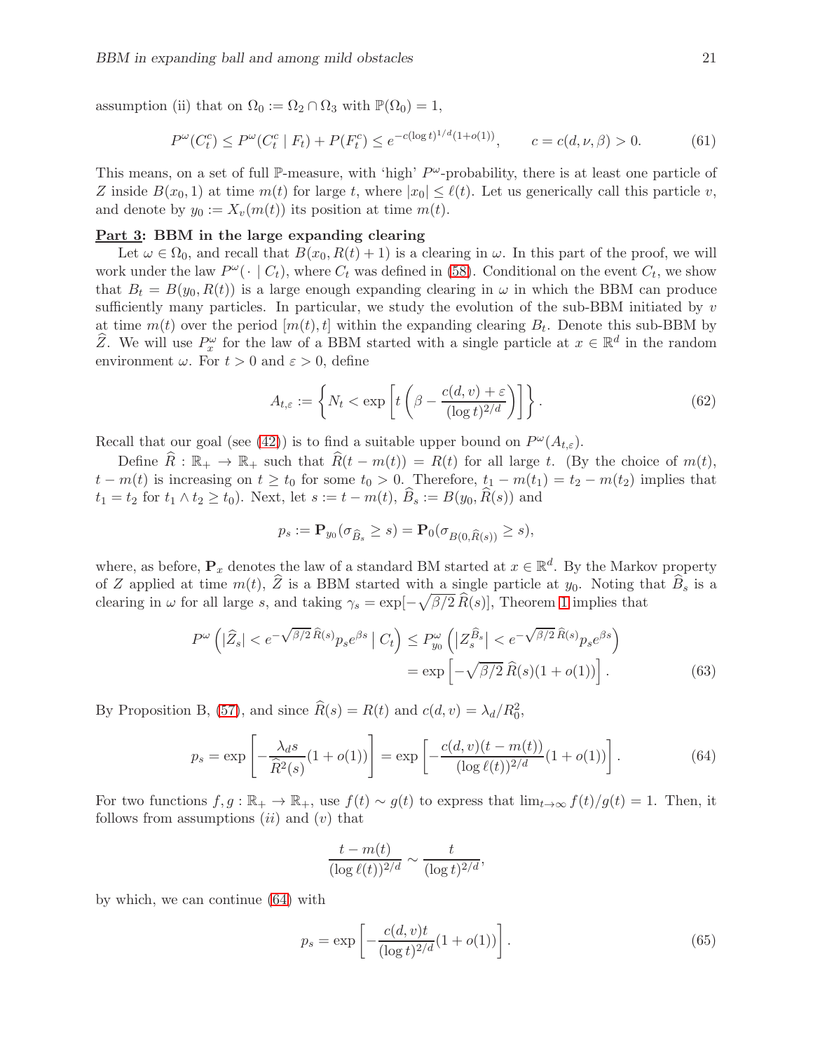assumption (ii) that on $\Omega_0 := \Omega_2 \cap \Omega_3$ with $\mathbb{P}(\Omega_0) = 1$,

$$P^\omega(C_t^c) \le P^\omega(C_t^c \mid F_t) + P(F_t^c) \le e^{-c(\log t)^{1/d}(1+o(1))}, \qquad c = c(d, \nu, \beta) > 0. \tag{61}$$

This means, on a set of full $\mathbb{P}$-measure, with 'high' $P^\omega$-probability, there is at least one particle of $Z$ inside $B(x_0, 1)$ at time $m(t)$ for large $t$, where $|x_0| \le \ell(t)$. Let us generically call this particle $v$, and denote by $y_0 := X_v(m(t))$ its position at time $m(t)$.

**Part 3: BBM in the large expanding clearing**

Let $\omega \in \Omega_0$, and recall that $B(x_0, R(t)+1)$ is a clearing in $\omega$. In this part of the proof, we will work under the law $P^\omega(\cdot \mid C_t)$, where $C_t$ was defined in (58). Conditional on the event $C_t$, we show that $B_t = B(y_0, R(t))$ is a large enough expanding clearing in $\omega$ in which the BBM can produce sufficiently many particles. In particular, we study the evolution of the sub-BBM initiated by $v$ at time $m(t)$ over the period $[m(t), t]$ within the expanding clearing $B_t$. Denote this sub-BBM by $\widehat{Z}$. We will use $P_x^\omega$ for the law of a BBM started with a single particle at $x \in \mathbb{R}^d$ in the random environment $\omega$. For $t > 0$ and $\varepsilon > 0$, define

$$A_{t,\varepsilon} := \left\{ N_t < \exp\left[ t\left( \beta - \frac{c(d,v) + \varepsilon}{(\log t)^{2/d}} \right) \right] \right\}. \tag{62}$$

Recall that our goal (see (42)) is to find a suitable upper bound on $P^\omega(A_{t,\varepsilon})$.

Define $\widehat{R} : \mathbb{R}_+ \to \mathbb{R}_+$ such that $\widehat{R}(t - m(t)) = R(t)$ for all large $t$. (By the choice of $m(t)$, $t - m(t)$ is increasing on $t \ge t_0$ for some $t_0 > 0$. Therefore, $t_1 - m(t_1) = t_2 - m(t_2)$ implies that $t_1 = t_2$ for $t_1 \wedge t_2 \ge t_0$). Next, let $s := t - m(t)$, $\widehat{B}_s := B(y_0, \widehat{R}(s))$ and

$$p_s := \mathbf{P}_{y_0}(\sigma_{\widehat{B}_s} \ge s) = \mathbf{P}_0(\sigma_{B(0,\widehat{R}(s))} \ge s),$$

where, as before, $\mathbf{P}_x$ denotes the law of a standard BM started at $x \in \mathbb{R}^d$. By the Markov property of $Z$ applied at time $m(t)$, $\widehat{Z}$ is a BBM started with a single particle at $y_0$. Noting that $\widehat{B}_s$ is a clearing in $\omega$ for all large $s$, and taking $\gamma_s = \exp[-\sqrt{\beta/2}\,\widehat{R}(s)]$, Theorem 1 implies that

$$\begin{aligned} P^\omega\left( |\widehat{Z}_s| < e^{-\sqrt{\beta/2}\,\widehat{R}(s)} p_s e^{\beta s} \mid C_t \right) &\le P_{y_0}^\omega\left( \left|Z_s^{\widehat{B}_s}\right| < e^{-\sqrt{\beta/2}\,\widehat{R}(s)} p_s e^{\beta s} \right) \\ &= \exp\left[ -\sqrt{\beta/2}\,\widehat{R}(s)(1+o(1)) \right]. \end{aligned} \tag{63}$$

By Proposition B, (57), and since $\widehat{R}(s) = R(t)$ and $c(d,v) = \lambda_d / R_0^2$,

$$p_s = \exp\left[ -\frac{\lambda_d s}{\widehat{R}^2(s)}(1+o(1)) \right] = \exp\left[ -\frac{c(d,v)(t - m(t))}{(\log \ell(t))^{2/d}}(1+o(1)) \right]. \tag{64}$$

For two functions $f, g : \mathbb{R}_+ \to \mathbb{R}_+$, use $f(t) \sim g(t)$ to express that $\lim_{t\to\infty} f(t)/g(t) = 1$. Then, it follows from assumptions $(ii)$ and $(v)$ that

$$\frac{t - m(t)}{(\log \ell(t))^{2/d}} \sim \frac{t}{(\log t)^{2/d}},$$

by which, we can continue (64) with

$$p_s = \exp\left[ -\frac{c(d,v)t}{(\log t)^{2/d}}(1+o(1)) \right]. \tag{65}$$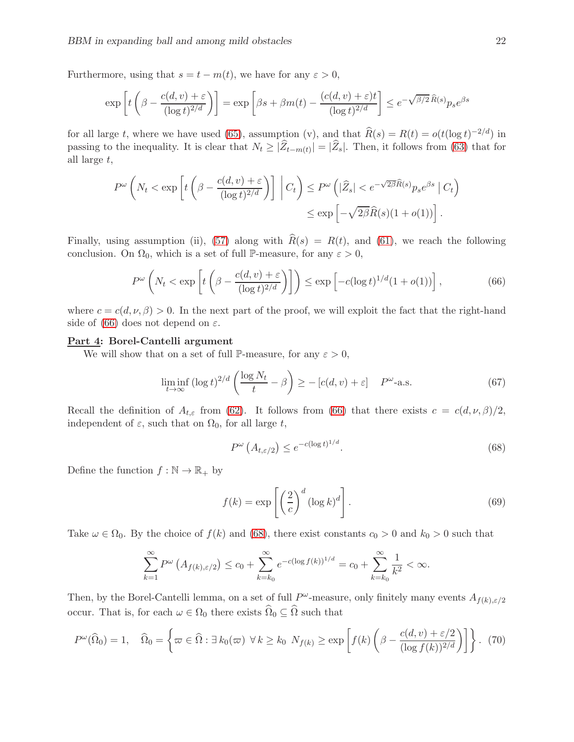Furthermore, using that $s = t - m(t)$, we have for any $\varepsilon > 0$,

$$\exp\left[t\left(\beta - \frac{c(d,v)+\varepsilon}{(\log t)^{2/d}}\right)\right] = \exp\left[\beta s + \beta m(t) - \frac{(c(d,v)+\varepsilon)t}{(\log t)^{2/d}}\right] \leq e^{-\sqrt{\beta/2}\,\widehat{R}(s)} p_s e^{\beta s}$$

for all large $t$, where we have used (65), assumption (v), and that $\widehat{R}(s) = R(t) = o(t(\log t)^{-2/d})$ in passing to the inequality. It is clear that $N_t \geq |\widehat{Z}_{t-m(t)}| = |\widehat{Z}_s|$. Then, it follows from (63) that for all large $t$,

$$P^\omega\left(N_t < \exp\left[t\left(\beta - \frac{c(d,v)+\varepsilon}{(\log t)^{2/d}}\right)\right] \;\middle|\; C_t\right) \leq P^\omega\left(|\widehat{Z}_s| < e^{-\sqrt{2\beta}\widehat{R}(s)} p_s e^{\beta s} \mid C_t\right)$$
$$\leq \exp\left[-\sqrt{2\beta}\widehat{R}(s)(1+o(1))\right].$$

Finally, using assumption (ii), (57) along with $\widehat{R}(s) = R(t)$, and (61), we reach the following conclusion. On $\Omega_0$, which is a set of full $\mathbb{P}$-measure, for any $\varepsilon > 0$,

$$P^\omega\left(N_t < \exp\left[t\left(\beta - \frac{c(d,v)+\varepsilon}{(\log t)^{2/d}}\right)\right]\right) \leq \exp\left[-c(\log t)^{1/d}(1+o(1))\right], \tag{66}$$

where $c = c(d,\nu,\beta) > 0$. In the next part of the proof, we will exploit the fact that the right-hand side of (66) does not depend on $\varepsilon$.

**Part 4: Borel-Cantelli argument**

We will show that on a set of full $\mathbb{P}$-measure, for any $\varepsilon > 0$,

$$\liminf_{t\to\infty} (\log t)^{2/d}\left(\frac{\log N_t}{t} - \beta\right) \geq -[c(d,v)+\varepsilon] \quad P^\omega\text{-a.s.} \tag{67}$$

Recall the definition of $A_{t,\varepsilon}$ from (62). It follows from (66) that there exists $c = c(d,\nu,\beta)/2$, independent of $\varepsilon$, such that on $\Omega_0$, for all large $t$,

$$P^\omega\left(A_{t,\varepsilon/2}\right) \leq e^{-c(\log t)^{1/d}}. \tag{68}$$

Define the function $f : \mathbb{N} \to \mathbb{R}_+$ by

$$f(k) = \exp\left[\left(\frac{2}{c}\right)^d (\log k)^d\right]. \tag{69}$$

Take $\omega \in \Omega_0$. By the choice of $f(k)$ and (68), there exist constants $c_0 > 0$ and $k_0 > 0$ such that

$$\sum_{k=1}^\infty P^\omega\left(A_{f(k),\varepsilon/2}\right) \leq c_0 + \sum_{k=k_0}^\infty e^{-c(\log f(k))^{1/d}} = c_0 + \sum_{k=k_0}^\infty \frac{1}{k^2} < \infty.$$

Then, by the Borel-Cantelli lemma, on a set of full $P^\omega$-measure, only finitely many events $A_{f(k),\varepsilon/2}$ occur. That is, for each $\omega \in \Omega_0$ there exists $\widehat{\Omega}_0 \subseteq \widehat{\Omega}$ such that

$$P^\omega(\widehat{\Omega}_0) = 1, \quad \widehat{\Omega}_0 = \left\{\varpi \in \widehat{\Omega} : \exists\, k_0(\varpi)\ \forall\, k \geq k_0\ N_{f(k)} \geq \exp\left[f(k)\left(\beta - \frac{c(d,v)+\varepsilon/2}{(\log f(k))^{2/d}}\right)\right]\right\}. \tag{70}$$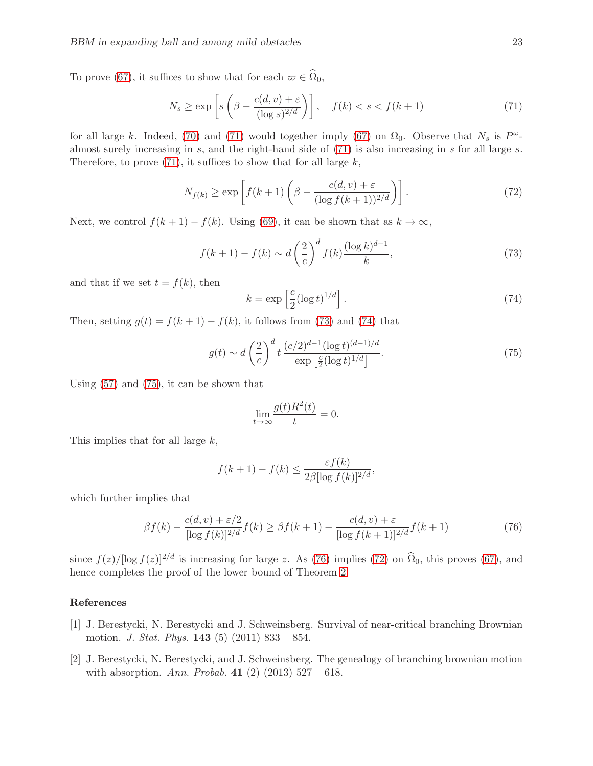To prove (67), it suffices to show that for each $\varpi \in \widehat{\Omega}_0$,

$$N_s \geq \exp\left[s\left(\beta - \frac{c(d,v)+\varepsilon}{(\log s)^{2/d}}\right)\right], \quad f(k) < s < f(k+1) \tag{71}$$

for all large $k$. Indeed, (70) and (71) would together imply (67) on $\Omega_0$. Observe that $N_s$ is $P^\omega$-almost surely increasing in $s$, and the right-hand side of (71) is also increasing in $s$ for all large $s$. Therefore, to prove (71), it suffices to show that for all large $k$,

$$N_{f(k)} \geq \exp\left[f(k+1)\left(\beta - \frac{c(d,v)+\varepsilon}{(\log f(k+1))^{2/d}}\right)\right]. \tag{72}$$

Next, we control $f(k+1) - f(k)$. Using (69), it can be shown that as $k \to \infty$,

$$f(k+1) - f(k) \sim d\left(\frac{2}{c}\right)^d f(k)\frac{(\log k)^{d-1}}{k}, \tag{73}$$

and that if we set $t = f(k)$, then

$$k = \exp\left[\frac{c}{2}(\log t)^{1/d}\right]. \tag{74}$$

Then, setting $g(t) = f(k+1) - f(k)$, it follows from (73) and (74) that

$$g(t) \sim d\left(\frac{2}{c}\right)^d t\,\frac{(c/2)^{d-1}(\log t)^{(d-1)/d}}{\exp\left[\frac{c}{2}(\log t)^{1/d}\right]}. \tag{75}$$

Using (57) and (75), it can be shown that

$$\lim_{t\to\infty}\frac{g(t)R^2(t)}{t} = 0.$$

This implies that for all large $k$,

$$f(k+1) - f(k) \leq \frac{\varepsilon f(k)}{2\beta[\log f(k)]^{2/d}},$$

which further implies that

$$\beta f(k) - \frac{c(d,v)+\varepsilon/2}{[\log f(k)]^{2/d}}f(k) \geq \beta f(k+1) - \frac{c(d,v)+\varepsilon}{[\log f(k+1)]^{2/d}}f(k+1) \tag{76}$$

since $f(z)/[\log f(z)]^{2/d}$ is increasing for large $z$. As (76) implies (72) on $\widehat{\Omega}_0$, this proves (67), and hence completes the proof of the lower bound of Theorem 2.

## References

[1] J. Berestycki, N. Berestycki and J. Schweinsberg. Survival of near-critical branching Brownian motion. *J. Stat. Phys.* **143** (5) (2011) 833 – 854.

[2] J. Berestycki, N. Berestycki, and J. Schweinsberg. The genealogy of branching brownian motion with absorption. *Ann. Probab.* **41** (2) (2013) 527 – 618.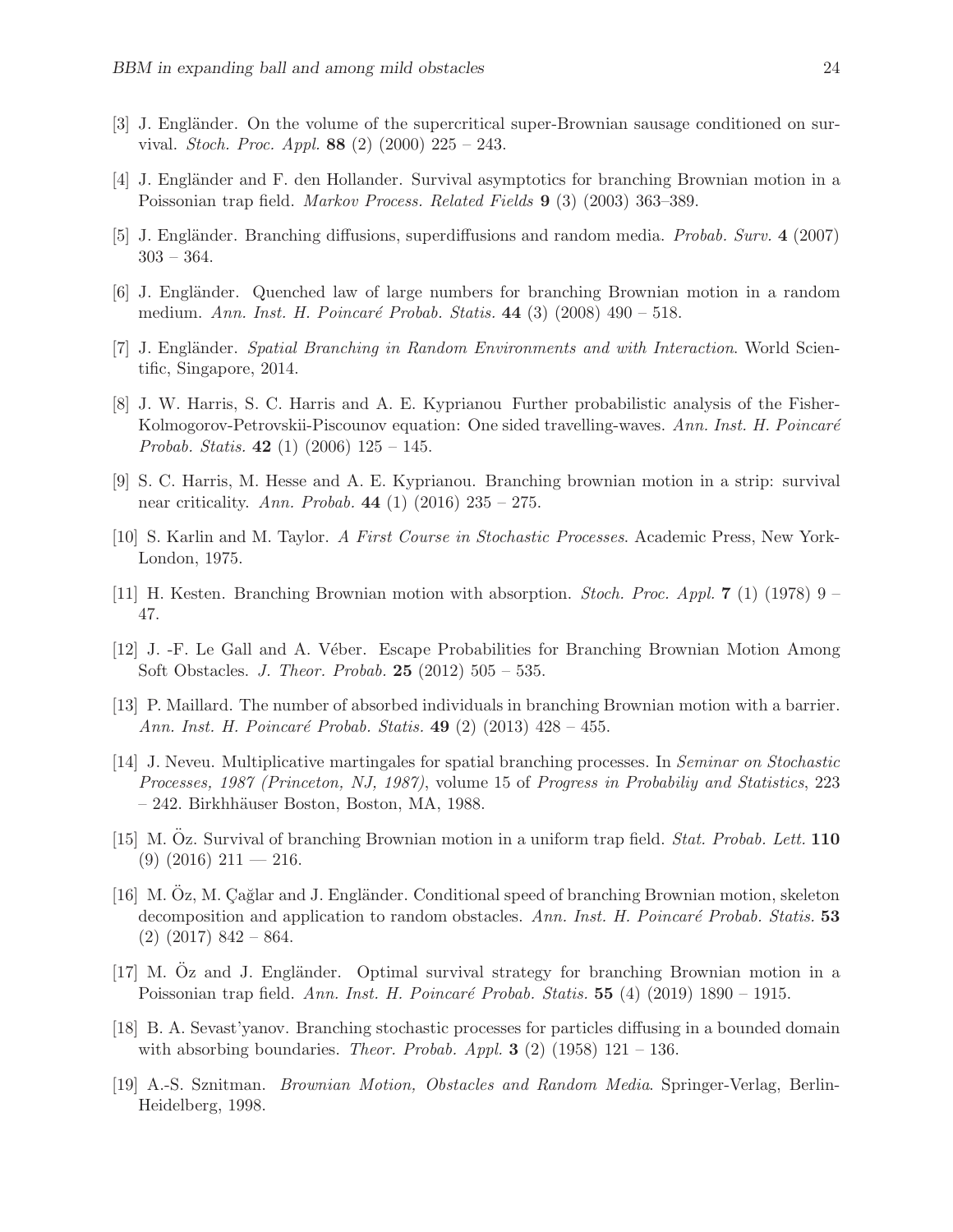[3] J. Engländer. On the volume of the supercritical super-Brownian sausage conditioned on survival. *Stoch. Proc. Appl.* **88** (2) (2000) 225 – 243.

[4] J. Engländer and F. den Hollander. Survival asymptotics for branching Brownian motion in a Poissonian trap field. *Markov Process. Related Fields* **9** (3) (2003) 363–389.

[5] J. Engländer. Branching diffusions, superdiffusions and random media. *Probab. Surv.* **4** (2007) 303 – 364.

[6] J. Engländer. Quenched law of large numbers for branching Brownian motion in a random medium. *Ann. Inst. H. Poincaré Probab. Statis.* **44** (3) (2008) 490 – 518.

[7] J. Engländer. *Spatial Branching in Random Environments and with Interaction*. World Scientific, Singapore, 2014.

[8] J. W. Harris, S. C. Harris and A. E. Kyprianou Further probabilistic analysis of the Fisher-Kolmogorov-Petrovskii-Piscounov equation: One sided travelling-waves. *Ann. Inst. H. Poincaré Probab. Statis.* **42** (1) (2006) 125 – 145.

[9] S. C. Harris, M. Hesse and A. E. Kyprianou. Branching brownian motion in a strip: survival near criticality. *Ann. Probab.* **44** (1) (2016) 235 – 275.

[10] S. Karlin and M. Taylor. *A First Course in Stochastic Processes*. Academic Press, New York-London, 1975.

[11] H. Kesten. Branching Brownian motion with absorption. *Stoch. Proc. Appl.* **7** (1) (1978) 9 – 47.

[12] J. -F. Le Gall and A. Véber. Escape Probabilities for Branching Brownian Motion Among Soft Obstacles. *J. Theor. Probab.* **25** (2012) 505 – 535.

[13] P. Maillard. The number of absorbed individuals in branching Brownian motion with a barrier. *Ann. Inst. H. Poincaré Probab. Statis.* **49** (2) (2013) 428 – 455.

[14] J. Neveu. Multiplicative martingales for spatial branching processes. In *Seminar on Stochastic Processes, 1987 (Princeton, NJ, 1987)*, volume 15 of *Progress in Probabiliy and Statistics*, 223 – 242. Birkhhäuser Boston, Boston, MA, 1988.

[15] M. Öz. Survival of branching Brownian motion in a uniform trap field. *Stat. Probab. Lett.* **110** (9) (2016) 211 — 216.

[16] M. Öz, M. Çağlar and J. Engländer. Conditional speed of branching Brownian motion, skeleton decomposition and application to random obstacles. *Ann. Inst. H. Poincaré Probab. Statis.* **53** (2) (2017) 842 – 864.

[17] M. Öz and J. Engländer. Optimal survival strategy for branching Brownian motion in a Poissonian trap field. *Ann. Inst. H. Poincaré Probab. Statis.* **55** (4) (2019) 1890 – 1915.

[18] B. A. Sevast'yanov. Branching stochastic processes for particles diffusing in a bounded domain with absorbing boundaries. *Theor. Probab. Appl.* **3** (2) (1958) 121 – 136.

[19] A.-S. Sznitman. *Brownian Motion, Obstacles and Random Media*. Springer-Verlag, Berlin-Heidelberg, 1998.